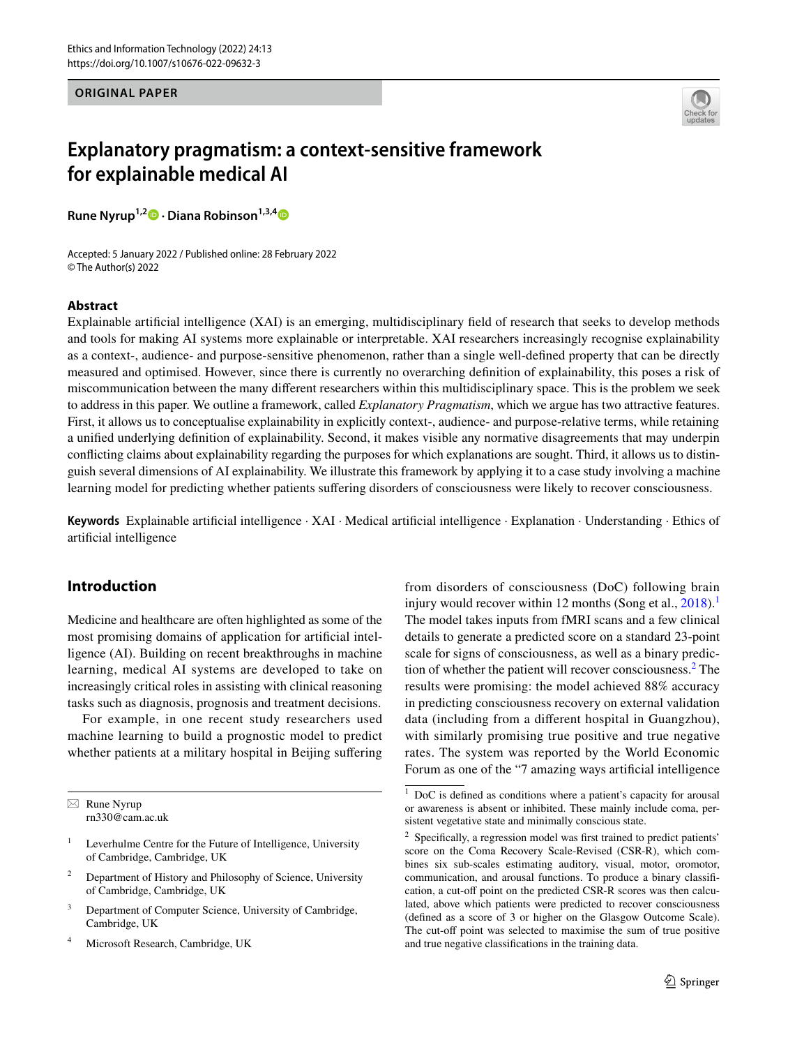ORIGINAL PAPER

# Explanatory pragmatism: a context-sensitive framework for explainable medical AI

**Rune Nyrup[1,2] · Diana Robinson[1,3,4]**

Accepted: 5 January 2022 / Published online: 28 February 2022
© The Author(s) 2022

## Abstract

Explainable artificial intelligence (XAI) is an emerging, multidisciplinary field of research that seeks to develop methods and tools for making AI systems more explainable or interpretable. XAI researchers increasingly recognise explainability as a context-, audience- and purpose-sensitive phenomenon, rather than a single well-defined property that can be directly measured and optimised. However, since there is currently no overarching definition of explainability, this poses a risk of miscommunication between the many different researchers within this multidisciplinary space. This is the problem we seek to address in this paper. We outline a framework, called *Explanatory Pragmatism*, which we argue has two attractive features. First, it allows us to conceptualise explainability in explicitly context-, audience- and purpose-relative terms, while retaining a unified underlying definition of explainability. Second, it makes visible any normative disagreements that may underpin conflicting claims about explainability regarding the purposes for which explanations are sought. Third, it allows us to distinguish several dimensions of AI explainability. We illustrate this framework by applying it to a case study involving a machine learning model for predicting whether patients suffering disorders of consciousness were likely to recover consciousness.

**Keywords** Explainable artificial intelligence · XAI · Medical artificial intelligence · Explanation · Understanding · Ethics of artificial intelligence

## Introduction

Medicine and healthcare are often highlighted as some of the most promising domains of application for artificial intelligence (AI). Building on recent breakthroughs in machine learning, medical AI systems are developed to take on increasingly critical roles in assisting with clinical reasoning tasks such as diagnosis, prognosis and treatment decisions.

For example, in one recent study researchers used machine learning to build a prognostic model to predict whether patients at a military hospital in Beijing suffering from disorders of consciousness (DoC) following brain injury would recover within 12 months (Song et al., 2018).[1] The model takes inputs from fMRI scans and a few clinical details to generate a predicted score on a standard 23-point scale for signs of consciousness, as well as a binary prediction of whether the patient will recover consciousness.[2] The results were promising: the model achieved 88% accuracy in predicting consciousness recovery on external validation data (including from a different hospital in Guangzhou), with similarly promising true positive and true negative rates. The system was reported by the World Economic Forum as one of the "7 amazing ways artificial intelligence

[1] DoC is defined as conditions where a patient's capacity for arousal or awareness is absent or inhibited. These mainly include coma, persistent vegetative state and minimally conscious state.

[2] Specifically, a regression model was first trained to predict patients' score on the Coma Recovery Scale-Revised (CSR-R), which combines six sub-scales estimating auditory, visual, motor, oromotor, communication, and arousal functions. To produce a binary classification, a cut-off point on the predicted CSR-R scores was then calculated, above which patients were predicted to recover consciousness (defined as a score of 3 or higher on the Glasgow Outcome Scale). The cut-off point was selected to maximise the sum of true positive and true negative classifications in the training data.

✉ Rune Nyrup
rn330@cam.ac.uk

[1] Leverhulme Centre for the Future of Intelligence, University of Cambridge, Cambridge, UK

[2] Department of History and Philosophy of Science, University of Cambridge, Cambridge, UK

[3] Department of Computer Science, University of Cambridge, Cambridge, UK

[4] Microsoft Research, Cambridge, UK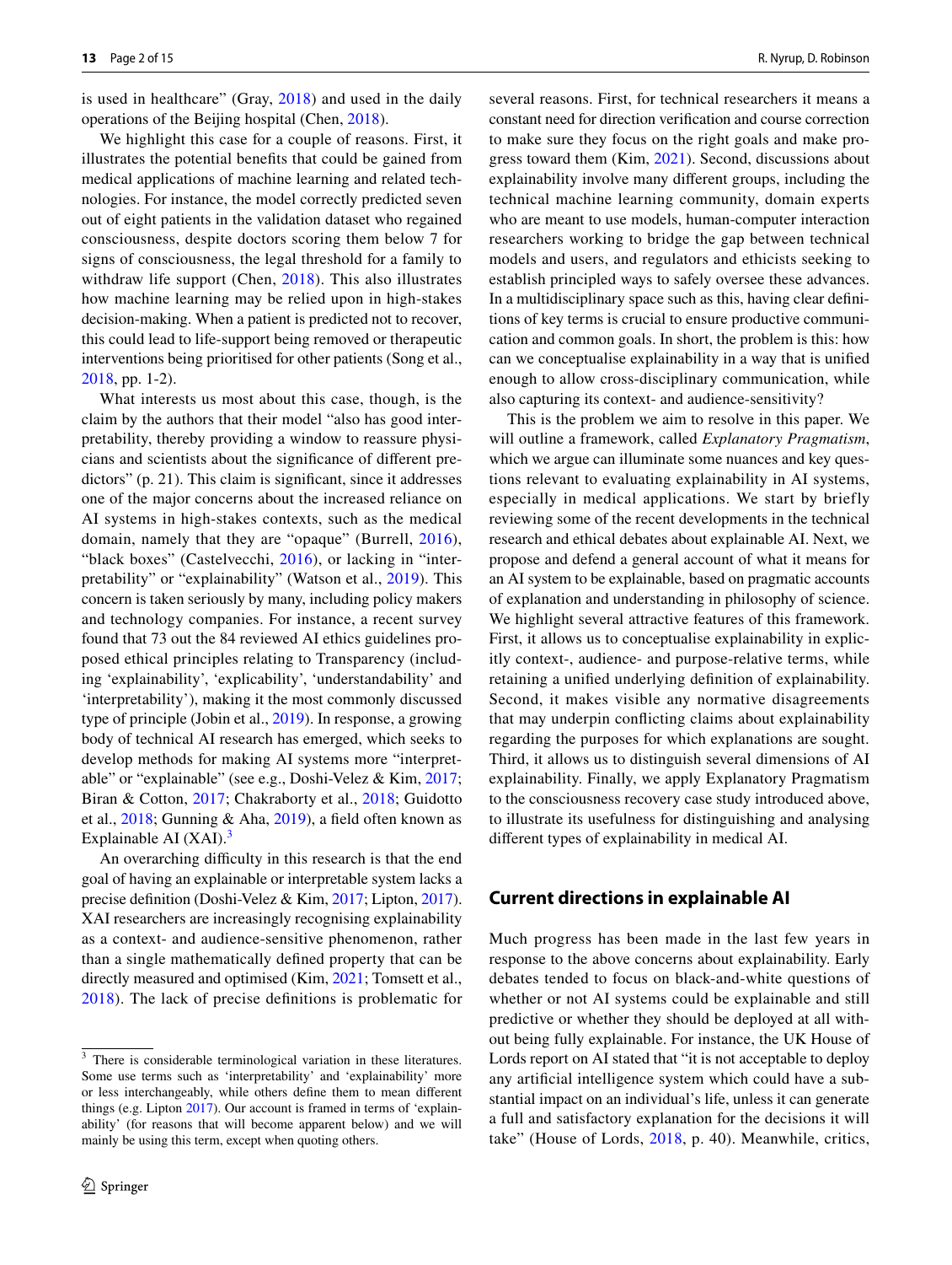is used in healthcare" (Gray, 2018) and used in the daily operations of the Beijing hospital (Chen, 2018).

We highlight this case for a couple of reasons. First, it illustrates the potential benefits that could be gained from medical applications of machine learning and related technologies. For instance, the model correctly predicted seven out of eight patients in the validation dataset who regained consciousness, despite doctors scoring them below 7 for signs of consciousness, the legal threshold for a family to withdraw life support (Chen, 2018). This also illustrates how machine learning may be relied upon in high-stakes decision-making. When a patient is predicted not to recover, this could lead to life-support being removed or therapeutic interventions being prioritised for other patients (Song et al., 2018, pp. 1-2).

What interests us most about this case, though, is the claim by the authors that their model "also has good interpretability, thereby providing a window to reassure physicians and scientists about the significance of different predictors" (p. 21). This claim is significant, since it addresses one of the major concerns about the increased reliance on AI systems in high-stakes contexts, such as the medical domain, namely that they are "opaque" (Burrell, 2016), "black boxes" (Castelvecchi, 2016), or lacking in "interpretability" or "explainability" (Watson et al., 2019). This concern is taken seriously by many, including policy makers and technology companies. For instance, a recent survey found that 73 out the 84 reviewed AI ethics guidelines proposed ethical principles relating to Transparency (including 'explainability', 'explicability', 'understandability' and 'interpretability'), making it the most commonly discussed type of principle (Jobin et al., 2019). In response, a growing body of technical AI research has emerged, which seeks to develop methods for making AI systems more "interpretable" or "explainable" (see e.g., Doshi-Velez & Kim, 2017; Biran & Cotton, 2017; Chakraborty et al., 2018; Guidotto et al., 2018; Gunning & Aha, 2019), a field often known as Explainable AI (XAI).[3]

An overarching difficulty in this research is that the end goal of having an explainable or interpretable system lacks a precise definition (Doshi-Velez & Kim, 2017; Lipton, 2017). XAI researchers are increasingly recognising explainability as a context- and audience-sensitive phenomenon, rather than a single mathematically defined property that can be directly measured and optimised (Kim, 2021; Tomsett et al., 2018). The lack of precise definitions is problematic for several reasons. First, for technical researchers it means a constant need for direction verification and course correction to make sure they focus on the right goals and make progress toward them (Kim, 2021). Second, discussions about explainability involve many different groups, including the technical machine learning community, domain experts who are meant to use models, human-computer interaction researchers working to bridge the gap between technical models and users, and regulators and ethicists seeking to establish principled ways to safely oversee these advances. In a multidisciplinary space such as this, having clear definitions of key terms is crucial to ensure productive communication and common goals. In short, the problem is this: how can we conceptualise explainability in a way that is unified enough to allow cross-disciplinary communication, while also capturing its context- and audience-sensitivity?

This is the problem we aim to resolve in this paper. We will outline a framework, called *Explanatory Pragmatism*, which we argue can illuminate some nuances and key questions relevant to evaluating explainability in AI systems, especially in medical applications. We start by briefly reviewing some of the recent developments in the technical research and ethical debates about explainable AI. Next, we propose and defend a general account of what it means for an AI system to be explainable, based on pragmatic accounts of explanation and understanding in philosophy of science. We highlight several attractive features of this framework. First, it allows us to conceptualise explainability in explicitly context-, audience- and purpose-relative terms, while retaining a unified underlying definition of explainability. Second, it makes visible any normative disagreements that may underpin conflicting claims about explainability regarding the purposes for which explanations are sought. Third, it allows us to distinguish several dimensions of AI explainability. Finally, we apply Explanatory Pragmatism to the consciousness recovery case study introduced above, to illustrate its usefulness for distinguishing and analysing different types of explainability in medical AI.

## Current directions in explainable AI

Much progress has been made in the last few years in response to the above concerns about explainability. Early debates tended to focus on black-and-white questions of whether or not AI systems could be explainable and still predictive or whether they should be deployed at all without being fully explainable. For instance, the UK House of Lords report on AI stated that "it is not acceptable to deploy any artificial intelligence system which could have a substantial impact on an individual's life, unless it can generate a full and satisfactory explanation for the decisions it will take" (House of Lords, 2018, p. 40). Meanwhile, critics,

[3] There is considerable terminological variation in these literatures. Some use terms such as 'interpretability' and 'explainability' more or less interchangeably, while others define them to mean different things (e.g. Lipton 2017). Our account is framed in terms of 'explainability' (for reasons that will become apparent below) and we will mainly be using this term, except when quoting others.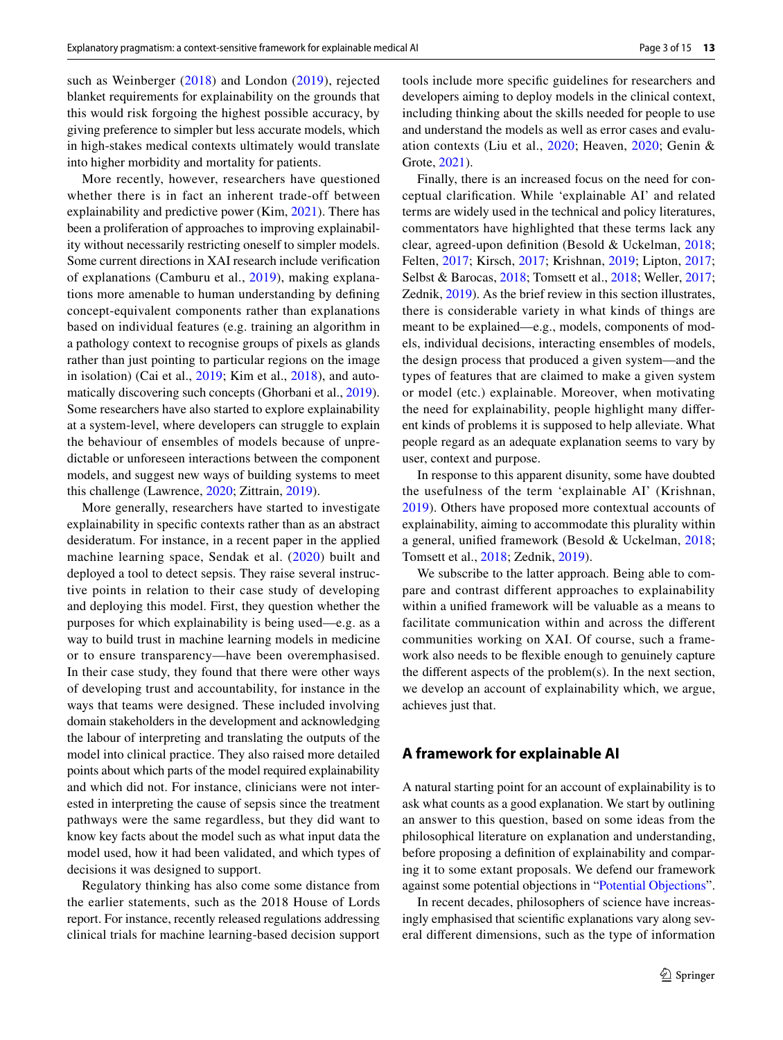such as Weinberger (2018) and London (2019), rejected blanket requirements for explainability on the grounds that this would risk forgoing the highest possible accuracy, by giving preference to simpler but less accurate models, which in high-stakes medical contexts ultimately would translate into higher morbidity and mortality for patients.

More recently, however, researchers have questioned whether there is in fact an inherent trade-off between explainability and predictive power (Kim, 2021). There has been a proliferation of approaches to improving explainability without necessarily restricting oneself to simpler models. Some current directions in XAI research include verification of explanations (Camburu et al., 2019), making explanations more amenable to human understanding by defining concept-equivalent components rather than explanations based on individual features (e.g. training an algorithm in a pathology context to recognise groups of pixels as glands rather than just pointing to particular regions on the image in isolation) (Cai et al., 2019; Kim et al., 2018), and automatically discovering such concepts (Ghorbani et al., 2019). Some researchers have also started to explore explainability at a system-level, where developers can struggle to explain the behaviour of ensembles of models because of unpredictable or unforeseen interactions between the component models, and suggest new ways of building systems to meet this challenge (Lawrence, 2020; Zittrain, 2019).

More generally, researchers have started to investigate explainability in specific contexts rather than as an abstract desideratum. For instance, in a recent paper in the applied machine learning space, Sendak et al. (2020) built and deployed a tool to detect sepsis. They raise several instructive points in relation to their case study of developing and deploying this model. First, they question whether the purposes for which explainability is being used—e.g. as a way to build trust in machine learning models in medicine or to ensure transparency—have been overemphasised. In their case study, they found that there were other ways of developing trust and accountability, for instance in the ways that teams were designed. These included involving domain stakeholders in the development and acknowledging the labour of interpreting and translating the outputs of the model into clinical practice. They also raised more detailed points about which parts of the model required explainability and which did not. For instance, clinicians were not interested in interpreting the cause of sepsis since the treatment pathways were the same regardless, but they did want to know key facts about the model such as what input data the model used, how it had been validated, and which types of decisions it was designed to support.

Regulatory thinking has also come some distance from the earlier statements, such as the 2018 House of Lords report. For instance, recently released regulations addressing clinical trials for machine learning-based decision support tools include more specific guidelines for researchers and developers aiming to deploy models in the clinical context, including thinking about the skills needed for people to use and understand the models as well as error cases and evaluation contexts (Liu et al., 2020; Heaven, 2020; Genin & Grote, 2021).

Finally, there is an increased focus on the need for conceptual clarification. While 'explainable AI' and related terms are widely used in the technical and policy literatures, commentators have highlighted that these terms lack any clear, agreed-upon definition (Besold & Uckelman, 2018; Felten, 2017; Kirsch, 2017; Krishnan, 2019; Lipton, 2017; Selbst & Barocas, 2018; Tomsett et al., 2018; Weller, 2017; Zednik, 2019). As the brief review in this section illustrates, there is considerable variety in what kinds of things are meant to be explained—e.g., models, components of models, individual decisions, interacting ensembles of models, the design process that produced a given system—and the types of features that are claimed to make a given system or model (etc.) explainable. Moreover, when motivating the need for explainability, people highlight many different kinds of problems it is supposed to help alleviate. What people regard as an adequate explanation seems to vary by user, context and purpose.

In response to this apparent disunity, some have doubted the usefulness of the term 'explainable AI' (Krishnan, 2019). Others have proposed more contextual accounts of explainability, aiming to accommodate this plurality within a general, unified framework (Besold & Uckelman, 2018; Tomsett et al., 2018; Zednik, 2019).

We subscribe to the latter approach. Being able to compare and contrast different approaches to explainability within a unified framework will be valuable as a means to facilitate communication within and across the different communities working on XAI. Of course, such a framework also needs to be flexible enough to genuinely capture the different aspects of the problem(s). In the next section, we develop an account of explainability which, we argue, achieves just that.

## A framework for explainable AI

A natural starting point for an account of explainability is to ask what counts as a good explanation. We start by outlining an answer to this question, based on some ideas from the philosophical literature on explanation and understanding, before proposing a definition of explainability and comparing it to some extant proposals. We defend our framework against some potential objections in "Potential Objections".

In recent decades, philosophers of science have increasingly emphasised that scientific explanations vary along several different dimensions, such as the type of information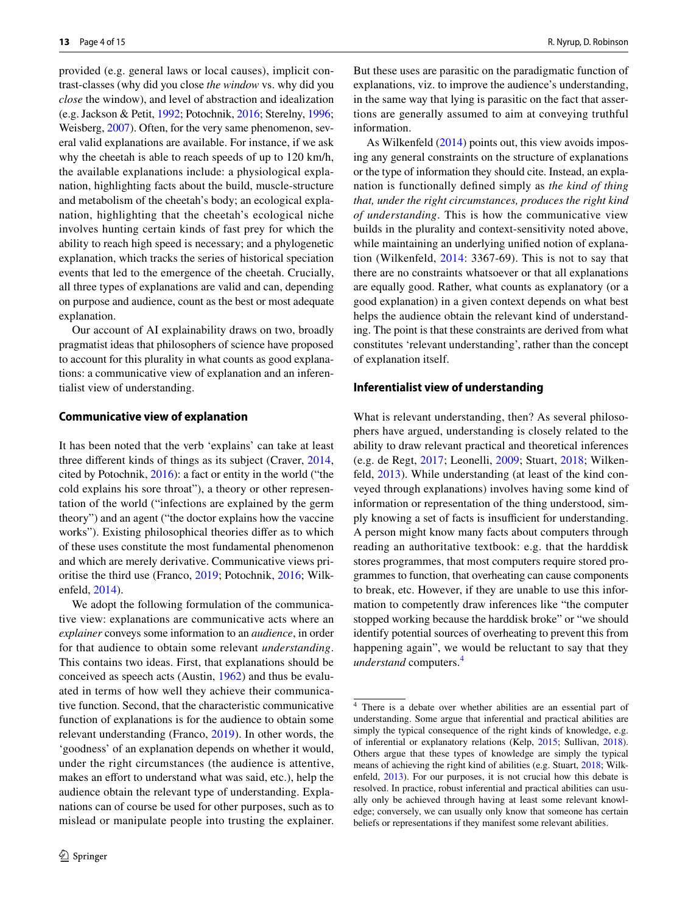provided (e.g. general laws or local causes), implicit contrast-classes (why did you close *the window* vs. why did you *close* the window), and level of abstraction and idealization (e.g. Jackson & Petit, 1992; Potochnik, 2016; Sterelny, 1996; Weisberg, 2007). Often, for the very same phenomenon, several valid explanations are available. For instance, if we ask why the cheetah is able to reach speeds of up to 120 km/h, the available explanations include: a physiological explanation, highlighting facts about the build, muscle-structure and metabolism of the cheetah's body; an ecological explanation, highlighting that the cheetah's ecological niche involves hunting certain kinds of fast prey for which the ability to reach high speed is necessary; and a phylogenetic explanation, which tracks the series of historical speciation events that led to the emergence of the cheetah. Crucially, all three types of explanations are valid and can, depending on purpose and audience, count as the best or most adequate explanation.

Our account of AI explainability draws on two, broadly pragmatist ideas that philosophers of science have proposed to account for this plurality in what counts as good explanations: a communicative view of explanation and an inferentialist view of understanding.

## Communicative view of explanation

It has been noted that the verb 'explains' can take at least three different kinds of things as its subject (Craver, 2014, cited by Potochnik, 2016): a fact or entity in the world ("the cold explains his sore throat"), a theory or other representation of the world ("infections are explained by the germ theory") and an agent ("the doctor explains how the vaccine works"). Existing philosophical theories differ as to which of these uses constitute the most fundamental phenomenon and which are merely derivative. Communicative views prioritise the third use (Franco, 2019; Potochnik, 2016; Wilkenfeld, 2014).

We adopt the following formulation of the communicative view: explanations are communicative acts where an *explainer* conveys some information to an *audience*, in order for that audience to obtain some relevant *understanding*. This contains two ideas. First, that explanations should be conceived as speech acts (Austin, 1962) and thus be evaluated in terms of how well they achieve their communicative function. Second, that the characteristic communicative function of explanations is for the audience to obtain some relevant understanding (Franco, 2019). In other words, the 'goodness' of an explanation depends on whether it would, under the right circumstances (the audience is attentive, makes an effort to understand what was said, etc.), help the audience obtain the relevant type of understanding. Explanations can of course be used for other purposes, such as to mislead or manipulate people into trusting the explainer. But these uses are parasitic on the paradigmatic function of explanations, viz. to improve the audience's understanding, in the same way that lying is parasitic on the fact that assertions are generally assumed to aim at conveying truthful information.

As Wilkenfeld (2014) points out, this view avoids imposing any general constraints on the structure of explanations or the type of information they should cite. Instead, an explanation is functionally defined simply as *the kind of thing that, under the right circumstances, produces the right kind of understanding*. This is how the communicative view builds in the plurality and context-sensitivity noted above, while maintaining an underlying unified notion of explanation (Wilkenfeld, 2014: 3367-69). This is not to say that there are no constraints whatsoever or that all explanations are equally good. Rather, what counts as explanatory (or a good explanation) in a given context depends on what best helps the audience obtain the relevant kind of understanding. The point is that these constraints are derived from what constitutes 'relevant understanding', rather than the concept of explanation itself.

## Inferentialist view of understanding

What is relevant understanding, then? As several philosophers have argued, understanding is closely related to the ability to draw relevant practical and theoretical inferences (e.g. de Regt, 2017; Leonelli, 2009; Stuart, 2018; Wilkenfeld, 2013). While understanding (at least of the kind conveyed through explanations) involves having some kind of information or representation of the thing understood, simply knowing a set of facts is insufficient for understanding. A person might know many facts about computers through reading an authoritative textbook: e.g. that the harddisk stores programmes, that most computers require stored programmes to function, that overheating can cause components to break, etc. However, if they are unable to use this information to competently draw inferences like "the computer stopped working because the harddisk broke" or "we should identify potential sources of overheating to prevent this from happening again", we would be reluctant to say that they *understand* computers.[4]

[4] There is a debate over whether abilities are an essential part of understanding. Some argue that inferential and practical abilities are simply the typical consequence of the right kinds of knowledge, e.g. of inferential or explanatory relations (Kelp, 2015; Sullivan, 2018). Others argue that these types of knowledge are simply the typical means of achieving the right kind of abilities (e.g. Stuart, 2018; Wilkenfeld, 2013). For our purposes, it is not crucial how this debate is resolved. In practice, robust inferential and practical abilities can usually only be achieved through having at least some relevant knowledge; conversely, we can usually only know that someone has certain beliefs or representations if they manifest some relevant abilities.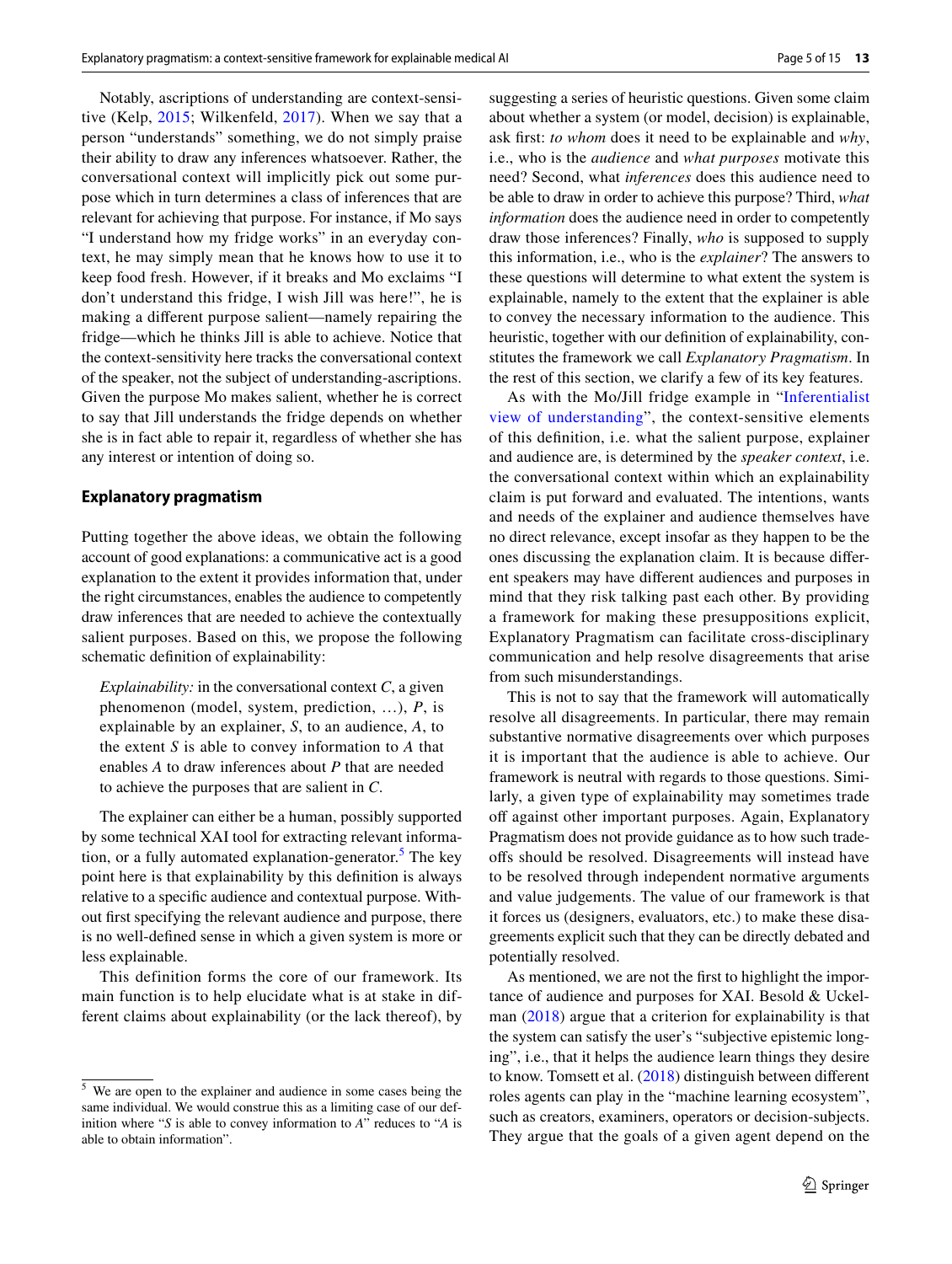Notably, ascriptions of understanding are context-sensitive (Kelp, 2015; Wilkenfeld, 2017). When we say that a person "understands" something, we do not simply praise their ability to draw any inferences whatsoever. Rather, the conversational context will implicitly pick out some purpose which in turn determines a class of inferences that are relevant for achieving that purpose. For instance, if Mo says "I understand how my fridge works" in an everyday context, he may simply mean that he knows how to use it to keep food fresh. However, if it breaks and Mo exclaims "I don't understand this fridge, I wish Jill was here!", he is making a different purpose salient—namely repairing the fridge—which he thinks Jill is able to achieve. Notice that the context-sensitivity here tracks the conversational context of the speaker, not the subject of understanding-ascriptions. Given the purpose Mo makes salient, whether he is correct to say that Jill understands the fridge depends on whether she is in fact able to repair it, regardless of whether she has any interest or intention of doing so.

## Explanatory pragmatism

Putting together the above ideas, we obtain the following account of good explanations: a communicative act is a good explanation to the extent it provides information that, under the right circumstances, enables the audience to competently draw inferences that are needed to achieve the contextually salient purposes. Based on this, we propose the following schematic definition of explainability:

> *Explainability:* in the conversational context *C*, a given phenomenon (model, system, prediction, …), *P*, is explainable by an explainer, *S*, to an audience, *A*, to the extent *S* is able to convey information to *A* that enables *A* to draw inferences about *P* that are needed to achieve the purposes that are salient in *C*.

The explainer can either be a human, possibly supported by some technical XAI tool for extracting relevant information, or a fully automated explanation-generator.[5] The key point here is that explainability by this definition is always relative to a specific audience and contextual purpose. Without first specifying the relevant audience and purpose, there is no well-defined sense in which a given system is more or less explainable.

This definition forms the core of our framework. Its main function is to help elucidate what is at stake in different claims about explainability (or the lack thereof), by suggesting a series of heuristic questions. Given some claim about whether a system (or model, decision) is explainable, ask first: *to whom* does it need to be explainable and *why*, i.e., who is the *audience* and *what purposes* motivate this need? Second, what *inferences* does this audience need to be able to draw in order to achieve this purpose? Third, *what information* does the audience need in order to competently draw those inferences? Finally, *who* is supposed to supply this information, i.e., who is the *explainer*? The answers to these questions will determine to what extent the system is explainable, namely to the extent that the explainer is able to convey the necessary information to the audience. This heuristic, together with our definition of explainability, constitutes the framework we call *Explanatory Pragmatism*. In the rest of this section, we clarify a few of its key features.

As with the Mo/Jill fridge example in "Inferentialist view of understanding", the context-sensitive elements of this definition, i.e. what the salient purpose, explainer and audience are, is determined by the *speaker context*, i.e. the conversational context within which an explainability claim is put forward and evaluated. The intentions, wants and needs of the explainer and audience themselves have no direct relevance, except insofar as they happen to be the ones discussing the explanation claim. It is because different speakers may have different audiences and purposes in mind that they risk talking past each other. By providing a framework for making these presuppositions explicit, Explanatory Pragmatism can facilitate cross-disciplinary communication and help resolve disagreements that arise from such misunderstandings.

This is not to say that the framework will automatically resolve all disagreements. In particular, there may remain substantive normative disagreements over which purposes it is important that the audience is able to achieve. Our framework is neutral with regards to those questions. Similarly, a given type of explainability may sometimes trade off against other important purposes. Again, Explanatory Pragmatism does not provide guidance as to how such trade-offs should be resolved. Disagreements will instead have to be resolved through independent normative arguments and value judgements. The value of our framework is that it forces us (designers, evaluators, etc.) to make these disagreements explicit such that they can be directly debated and potentially resolved.

As mentioned, we are not the first to highlight the importance of audience and purposes for XAI. Besold & Uckelman (2018) argue that a criterion for explainability is that the system can satisfy the user's "subjective epistemic longing", i.e., that it helps the audience learn things they desire to know. Tomsett et al. (2018) distinguish between different roles agents can play in the "machine learning ecosystem", such as creators, examiners, operators or decision-subjects. They argue that the goals of a given agent depend on the

[5] We are open to the explainer and audience in some cases being the same individual. We would construe this as a limiting case of our definition where "*S* is able to convey information to *A*" reduces to "*A* is able to obtain information".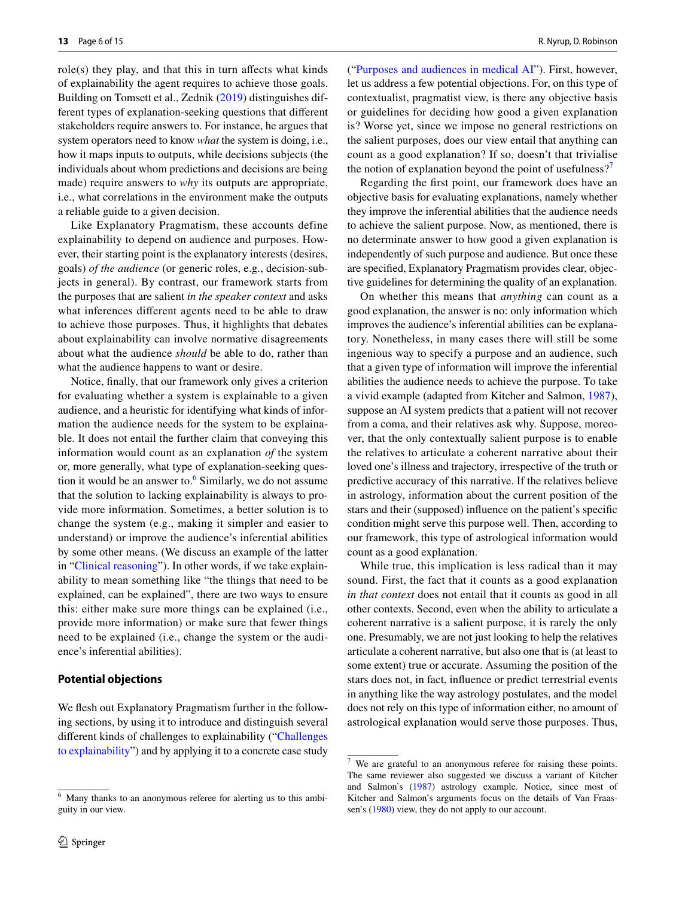role(s) they play, and that this in turn affects what kinds of explainability the agent requires to achieve those goals. Building on Tomsett et al., Zednik (2019) distinguishes different types of explanation-seeking questions that different stakeholders require answers to. For instance, he argues that system operators need to know *what* the system is doing, i.e., how it maps inputs to outputs, while decisions subjects (the individuals about whom predictions and decisions are being made) require answers to *why* its outputs are appropriate, i.e., what correlations in the environment make the outputs a reliable guide to a given decision.

Like Explanatory Pragmatism, these accounts define explainability to depend on audience and purposes. However, their starting point is the explanatory interests (desires, goals) *of the audience* (or generic roles, e.g., decision-subjects in general). By contrast, our framework starts from the purposes that are salient *in the speaker context* and asks what inferences different agents need to be able to draw to achieve those purposes. Thus, it highlights that debates about explainability can involve normative disagreements about what the audience *should* be able to do, rather than what the audience happens to want or desire.

Notice, finally, that our framework only gives a criterion for evaluating whether a system is explainable to a given audience, and a heuristic for identifying what kinds of information the audience needs for the system to be explainable. It does not entail the further claim that conveying this information would count as an explanation *of* the system or, more generally, what type of explanation-seeking question it would be an answer to.[6] Similarly, we do not assume that the solution to lacking explainability is always to provide more information. Sometimes, a better solution is to change the system (e.g., making it simpler and easier to understand) or improve the audience's inferential abilities by some other means. (We discuss an example of the latter in "Clinical reasoning"). In other words, if we take explainability to mean something like "the things that need to be explained, can be explained", there are two ways to ensure this: either make sure more things can be explained (i.e., provide more information) or make sure that fewer things need to be explained (i.e., change the system or the audience's inferential abilities).

## Potential objections

We flesh out Explanatory Pragmatism further in the following sections, by using it to introduce and distinguish several different kinds of challenges to explainability ("Challenges to explainability") and by applying it to a concrete case study ("Purposes and audiences in medical AI"). First, however, let us address a few potential objections. For, on this type of contextualist, pragmatist view, is there any objective basis or guidelines for deciding how good a given explanation is? Worse yet, since we impose no general restrictions on the salient purposes, does our view entail that anything can count as a good explanation? If so, doesn't that trivialise the notion of explanation beyond the point of usefulness?[7]

Regarding the first point, our framework does have an objective basis for evaluating explanations, namely whether they improve the inferential abilities that the audience needs to achieve the salient purpose. Now, as mentioned, there is no determinate answer to how good a given explanation is independently of such purpose and audience. But once these are specified, Explanatory Pragmatism provides clear, objective guidelines for determining the quality of an explanation.

On whether this means that *anything* can count as a good explanation, the answer is no: only information which improves the audience's inferential abilities can be explanatory. Nonetheless, in many cases there will still be some ingenious way to specify a purpose and an audience, such that a given type of information will improve the inferential abilities the audience needs to achieve the purpose. To take a vivid example (adapted from Kitcher and Salmon, 1987), suppose an AI system predicts that a patient will not recover from a coma, and their relatives ask why. Suppose, moreover, that the only contextually salient purpose is to enable the relatives to articulate a coherent narrative about their loved one's illness and trajectory, irrespective of the truth or predictive accuracy of this narrative. If the relatives believe in astrology, information about the current position of the stars and their (supposed) influence on the patient's specific condition might serve this purpose well. Then, according to our framework, this type of astrological information would count as a good explanation.

While true, this implication is less radical than it may sound. First, the fact that it counts as a good explanation *in that context* does not entail that it counts as good in all other contexts. Second, even when the ability to articulate a coherent narrative is a salient purpose, it is rarely the only one. Presumably, we are not just looking to help the relatives articulate a coherent narrative, but also one that is (at least to some extent) true or accurate. Assuming the position of the stars does not, in fact, influence or predict terrestrial events in anything like the way astrology postulates, and the model does not rely on this type of information either, no amount of astrological explanation would serve those purposes. Thus,

---

[6] Many thanks to an anonymous referee for alerting us to this ambiguity in our view.

[7] We are grateful to an anonymous referee for raising these points. The same reviewer also suggested we discuss a variant of Kitcher and Salmon's (1987) astrology example. Notice, since most of Kitcher and Salmon's arguments focus on the details of Van Fraassen's (1980) view, they do not apply to our account.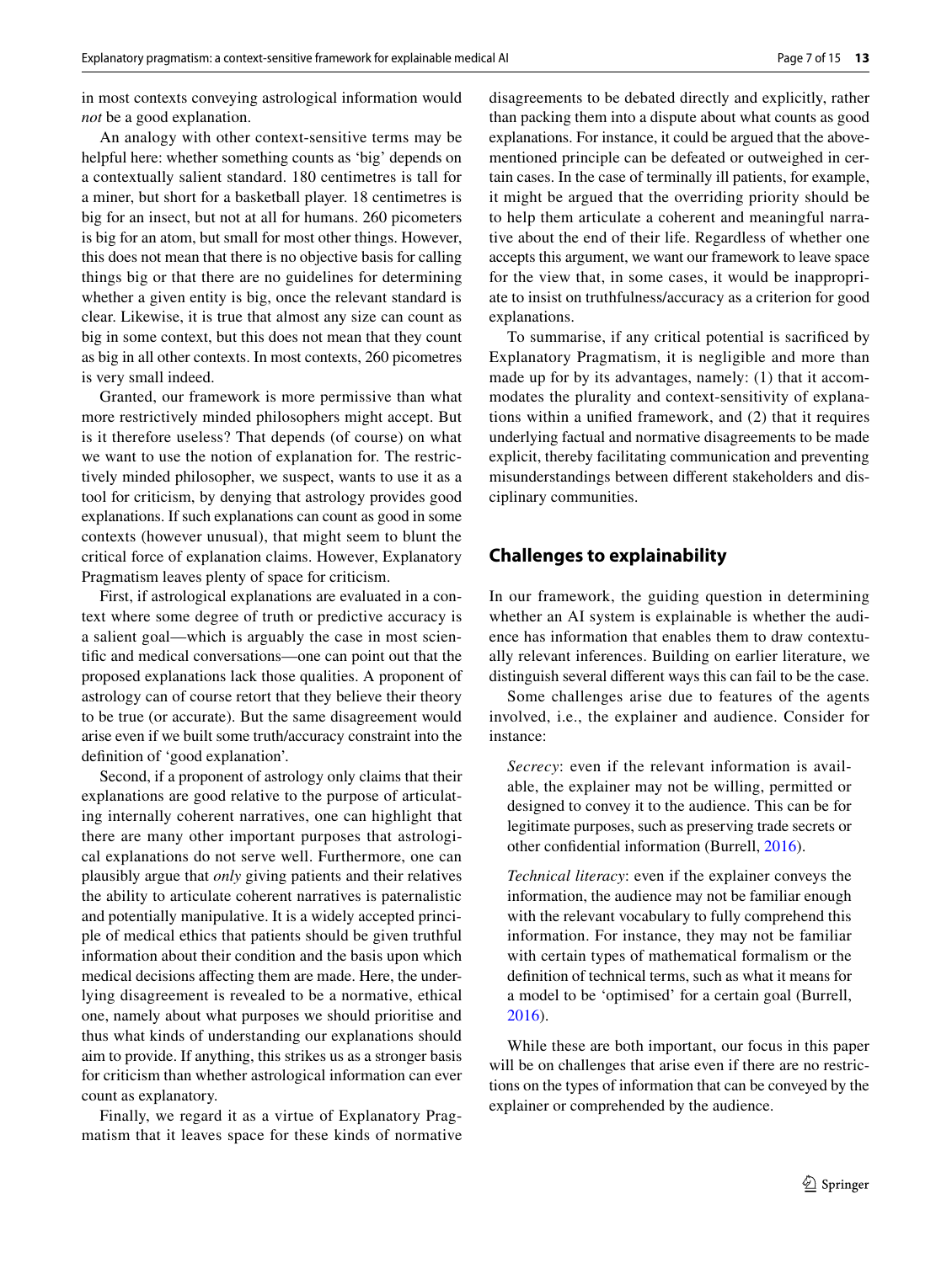in most contexts conveying astrological information would *not* be a good explanation.

An analogy with other context-sensitive terms may be helpful here: whether something counts as 'big' depends on a contextually salient standard. 180 centimetres is tall for a miner, but short for a basketball player. 18 centimetres is big for an insect, but not at all for humans. 260 picometers is big for an atom, but small for most other things. However, this does not mean that there is no objective basis for calling things big or that there are no guidelines for determining whether a given entity is big, once the relevant standard is clear. Likewise, it is true that almost any size can count as big in some context, but this does not mean that they count as big in all other contexts. In most contexts, 260 picometres is very small indeed.

Granted, our framework is more permissive than what more restrictively minded philosophers might accept. But is it therefore useless? That depends (of course) on what we want to use the notion of explanation for. The restrictively minded philosopher, we suspect, wants to use it as a tool for criticism, by denying that astrology provides good explanations. If such explanations can count as good in some contexts (however unusual), that might seem to blunt the critical force of explanation claims. However, Explanatory Pragmatism leaves plenty of space for criticism.

First, if astrological explanations are evaluated in a context where some degree of truth or predictive accuracy is a salient goal—which is arguably the case in most scientific and medical conversations—one can point out that the proposed explanations lack those qualities. A proponent of astrology can of course retort that they believe their theory to be true (or accurate). But the same disagreement would arise even if we built some truth/accuracy constraint into the definition of 'good explanation'.

Second, if a proponent of astrology only claims that their explanations are good relative to the purpose of articulating internally coherent narratives, one can highlight that there are many other important purposes that astrological explanations do not serve well. Furthermore, one can plausibly argue that *only* giving patients and their relatives the ability to articulate coherent narratives is paternalistic and potentially manipulative. It is a widely accepted principle of medical ethics that patients should be given truthful information about their condition and the basis upon which medical decisions affecting them are made. Here, the underlying disagreement is revealed to be a normative, ethical one, namely about what purposes we should prioritise and thus what kinds of understanding our explanations should aim to provide. If anything, this strikes us as a stronger basis for criticism than whether astrological information can ever count as explanatory.

Finally, we regard it as a virtue of Explanatory Pragmatism that it leaves space for these kinds of normative disagreements to be debated directly and explicitly, rather than packing them into a dispute about what counts as good explanations. For instance, it could be argued that the above-mentioned principle can be defeated or outweighed in certain cases. In the case of terminally ill patients, for example, it might be argued that the overriding priority should be to help them articulate a coherent and meaningful narrative about the end of their life. Regardless of whether one accepts this argument, we want our framework to leave space for the view that, in some cases, it would be inappropriate to insist on truthfulness/accuracy as a criterion for good explanations.

To summarise, if any critical potential is sacrificed by Explanatory Pragmatism, it is negligible and more than made up for by its advantages, namely: (1) that it accommodates the plurality and context-sensitivity of explanations within a unified framework, and (2) that it requires underlying factual and normative disagreements to be made explicit, thereby facilitating communication and preventing misunderstandings between different stakeholders and disciplinary communities.

## Challenges to explainability

In our framework, the guiding question in determining whether an AI system is explainable is whether the audience has information that enables them to draw contextually relevant inferences. Building on earlier literature, we distinguish several different ways this can fail to be the case.

Some challenges arise due to features of the agents involved, i.e., the explainer and audience. Consider for instance:

> *Secrecy*: even if the relevant information is available, the explainer may not be willing, permitted or designed to convey it to the audience. This can be for legitimate purposes, such as preserving trade secrets or other confidential information (Burrell, 2016).

> *Technical literacy*: even if the explainer conveys the information, the audience may not be familiar enough with the relevant vocabulary to fully comprehend this information. For instance, they may not be familiar with certain types of mathematical formalism or the definition of technical terms, such as what it means for a model to be 'optimised' for a certain goal (Burrell, 2016).

While these are both important, our focus in this paper will be on challenges that arise even if there are no restrictions on the types of information that can be conveyed by the explainer or comprehended by the audience.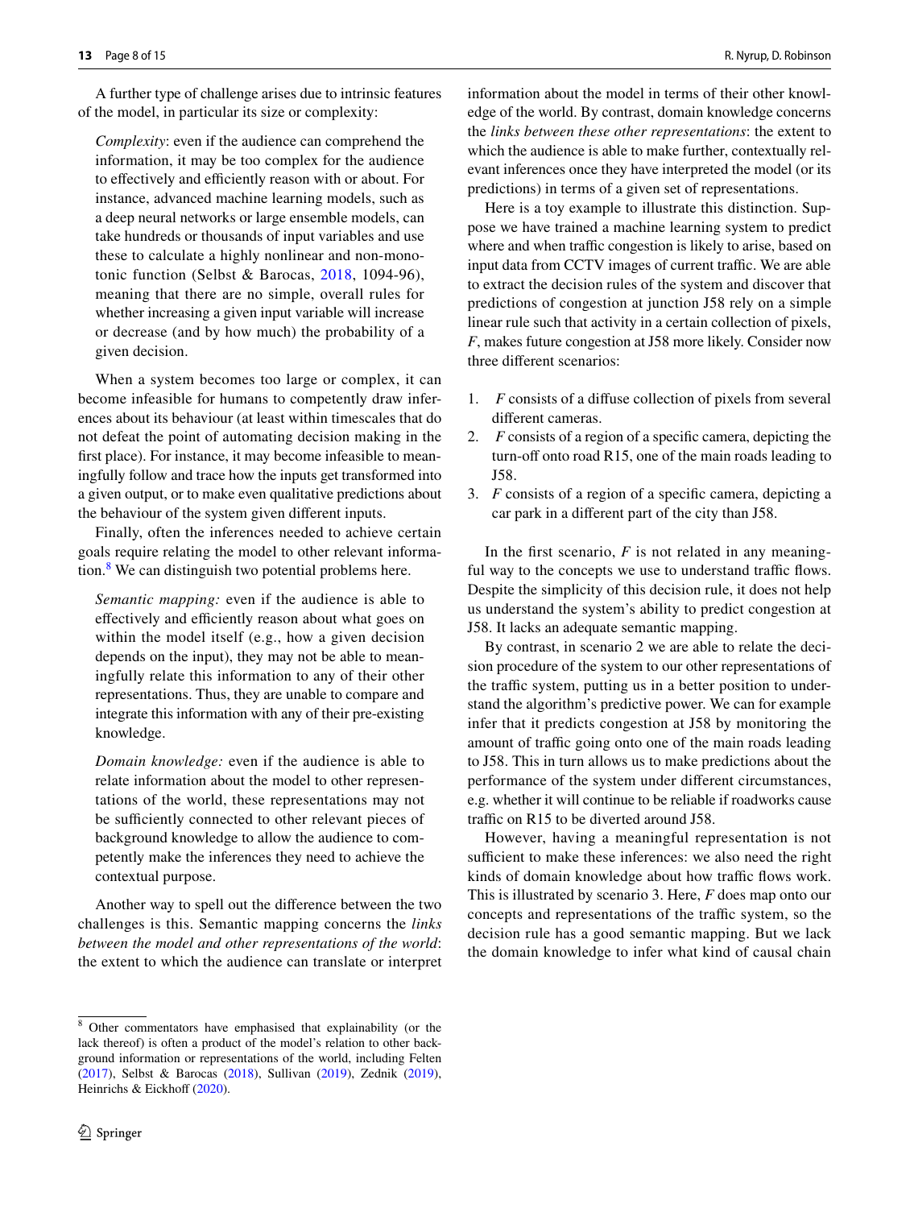A further type of challenge arises due to intrinsic features of the model, in particular its size or complexity:

> *Complexity*: even if the audience can comprehend the information, it may be too complex for the audience to effectively and efficiently reason with or about. For instance, advanced machine learning models, such as a deep neural networks or large ensemble models, can take hundreds or thousands of input variables and use these to calculate a highly nonlinear and non-monotonic function (Selbst & Barocas, 2018, 1094-96), meaning that there are no simple, overall rules for whether increasing a given input variable will increase or decrease (and by how much) the probability of a given decision.

When a system becomes too large or complex, it can become infeasible for humans to competently draw inferences about its behaviour (at least within timescales that do not defeat the point of automating decision making in the first place). For instance, it may become infeasible to meaningfully follow and trace how the inputs get transformed into a given output, or to make even qualitative predictions about the behaviour of the system given different inputs.

Finally, often the inferences needed to achieve certain goals require relating the model to other relevant information.[8] We can distinguish two potential problems here.

> *Semantic mapping:* even if the audience is able to effectively and efficiently reason about what goes on within the model itself (e.g., how a given decision depends on the input), they may not be able to meaningfully relate this information to any of their other representations. Thus, they are unable to compare and integrate this information with any of their pre-existing knowledge.

> *Domain knowledge:* even if the audience is able to relate information about the model to other representations of the world, these representations may not be sufficiently connected to other relevant pieces of background knowledge to allow the audience to competently make the inferences they need to achieve the contextual purpose.

Another way to spell out the difference between the two challenges is this. Semantic mapping concerns the *links between the model and other representations of the world*: the extent to which the audience can translate or interpret information about the model in terms of their other knowledge of the world. By contrast, domain knowledge concerns the *links between these other representations*: the extent to which the audience is able to make further, contextually relevant inferences once they have interpreted the model (or its predictions) in terms of a given set of representations.

Here is a toy example to illustrate this distinction. Suppose we have trained a machine learning system to predict where and when traffic congestion is likely to arise, based on input data from CCTV images of current traffic. We are able to extract the decision rules of the system and discover that predictions of congestion at junction J58 rely on a simple linear rule such that activity in a certain collection of pixels, *F*, makes future congestion at J58 more likely. Consider now three different scenarios:

1. *F* consists of a diffuse collection of pixels from several different cameras.
2. *F* consists of a region of a specific camera, depicting the turn-off onto road R15, one of the main roads leading to J58.
3. *F* consists of a region of a specific camera, depicting a car park in a different part of the city than J58.

In the first scenario, *F* is not related in any meaningful way to the concepts we use to understand traffic flows. Despite the simplicity of this decision rule, it does not help us understand the system's ability to predict congestion at J58. It lacks an adequate semantic mapping.

By contrast, in scenario 2 we are able to relate the decision procedure of the system to our other representations of the traffic system, putting us in a better position to understand the algorithm's predictive power. We can for example infer that it predicts congestion at J58 by monitoring the amount of traffic going onto one of the main roads leading to J58. This in turn allows us to make predictions about the performance of the system under different circumstances, e.g. whether it will continue to be reliable if roadworks cause traffic on R15 to be diverted around J58.

However, having a meaningful representation is not sufficient to make these inferences: we also need the right kinds of domain knowledge about how traffic flows work. This is illustrated by scenario 3. Here, *F* does map onto our concepts and representations of the traffic system, so the decision rule has a good semantic mapping. But we lack the domain knowledge to infer what kind of causal chain

---

[8] Other commentators have emphasised that explainability (or the lack thereof) is often a product of the model's relation to other background information or representations of the world, including Felten (2017), Selbst & Barocas (2018), Sullivan (2019), Zednik (2019), Heinrichs & Eickhoff (2020).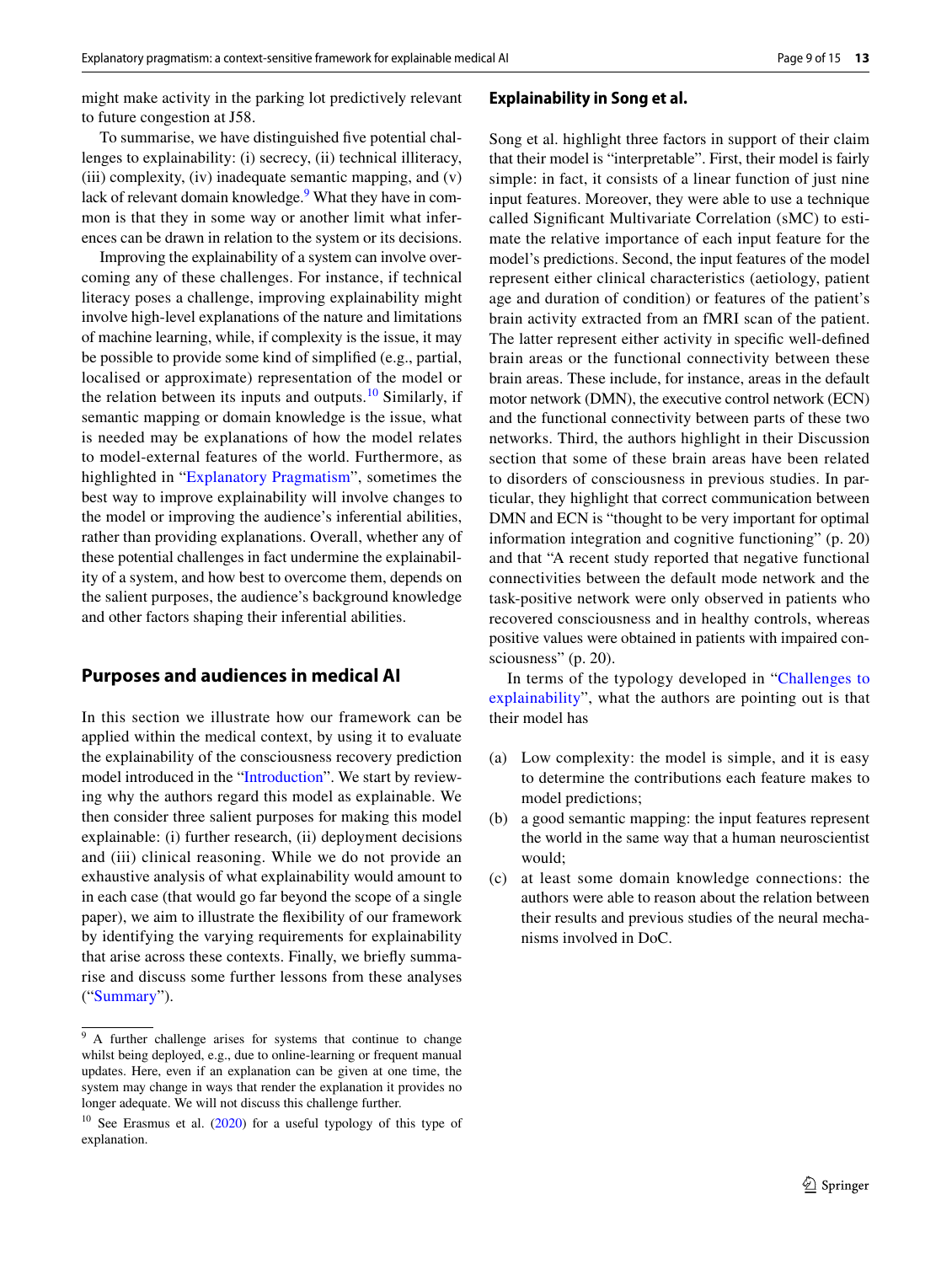might make activity in the parking lot predictively relevant to future congestion at J58.

To summarise, we have distinguished five potential challenges to explainability: (i) secrecy, (ii) technical illiteracy, (iii) complexity, (iv) inadequate semantic mapping, and (v) lack of relevant domain knowledge.[9] What they have in common is that they in some way or another limit what inferences can be drawn in relation to the system or its decisions.

Improving the explainability of a system can involve overcoming any of these challenges. For instance, if technical literacy poses a challenge, improving explainability might involve high-level explanations of the nature and limitations of machine learning, while, if complexity is the issue, it may be possible to provide some kind of simplified (e.g., partial, localised or approximate) representation of the model or the relation between its inputs and outputs.[10] Similarly, if semantic mapping or domain knowledge is the issue, what is needed may be explanations of how the model relates to model-external features of the world. Furthermore, as highlighted in "Explanatory Pragmatism", sometimes the best way to improve explainability will involve changes to the model or improving the audience's inferential abilities, rather than providing explanations. Overall, whether any of these potential challenges in fact undermine the explainability of a system, and how best to overcome them, depends on the salient purposes, the audience's background knowledge and other factors shaping their inferential abilities.

## Purposes and audiences in medical AI

In this section we illustrate how our framework can be applied within the medical context, by using it to evaluate the explainability of the consciousness recovery prediction model introduced in the "Introduction". We start by reviewing why the authors regard this model as explainable. We then consider three salient purposes for making this model explainable: (i) further research, (ii) deployment decisions and (iii) clinical reasoning. While we do not provide an exhaustive analysis of what explainability would amount to in each case (that would go far beyond the scope of a single paper), we aim to illustrate the flexibility of our framework by identifying the varying requirements for explainability that arise across these contexts. Finally, we briefly summarise and discuss some further lessons from these analyses ("Summary").

### Explainability in Song et al.

Song et al. highlight three factors in support of their claim that their model is "interpretable". First, their model is fairly simple: in fact, it consists of a linear function of just nine input features. Moreover, they were able to use a technique called Significant Multivariate Correlation (sMC) to estimate the relative importance of each input feature for the model's predictions. Second, the input features of the model represent either clinical characteristics (aetiology, patient age and duration of condition) or features of the patient's brain activity extracted from an fMRI scan of the patient. The latter represent either activity in specific well-defined brain areas or the functional connectivity between these brain areas. These include, for instance, areas in the default motor network (DMN), the executive control network (ECN) and the functional connectivity between parts of these two networks. Third, the authors highlight in their Discussion section that some of these brain areas have been related to disorders of consciousness in previous studies. In particular, they highlight that correct communication between DMN and ECN is "thought to be very important for optimal information integration and cognitive functioning" (p. 20) and that "A recent study reported that negative functional connectivities between the default mode network and the task-positive network were only observed in patients who recovered consciousness and in healthy controls, whereas positive values were obtained in patients with impaired consciousness" (p. 20).

In terms of the typology developed in "Challenges to explainability", what the authors are pointing out is that their model has

(a) Low complexity: the model is simple, and it is easy to determine the contributions each feature makes to model predictions;
(b) a good semantic mapping: the input features represent the world in the same way that a human neuroscientist would;
(c) at least some domain knowledge connections: the authors were able to reason about the relation between their results and previous studies of the neural mechanisms involved in DoC.

[9] A further challenge arises for systems that continue to change whilst being deployed, e.g., due to online-learning or frequent manual updates. Here, even if an explanation can be given at one time, the system may change in ways that render the explanation it provides no longer adequate. We will not discuss this challenge further.

[10] See Erasmus et al. (2020) for a useful typology of this type of explanation.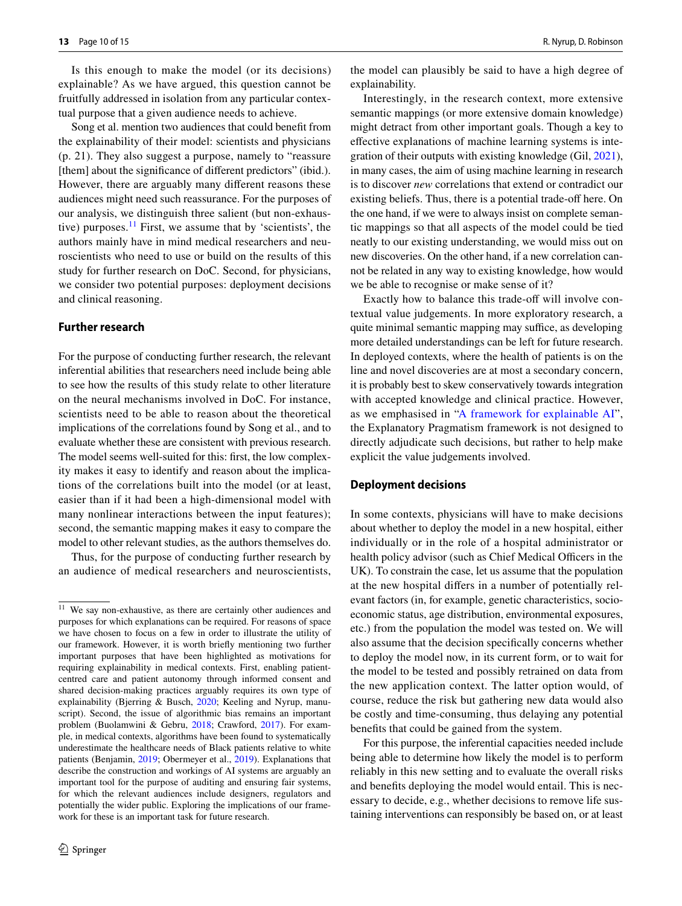Is this enough to make the model (or its decisions) explainable? As we have argued, this question cannot be fruitfully addressed in isolation from any particular contextual purpose that a given audience needs to achieve.

Song et al. mention two audiences that could benefit from the explainability of their model: scientists and physicians (p. 21). They also suggest a purpose, namely to "reassure [them] about the significance of different predictors" (ibid.). However, there are arguably many different reasons these audiences might need such reassurance. For the purposes of our analysis, we distinguish three salient (but non-exhaustive) purposes.[11] First, we assume that by 'scientists', the authors mainly have in mind medical researchers and neuroscientists who need to use or build on the results of this study for further research on DoC. Second, for physicians, we consider two potential purposes: deployment decisions and clinical reasoning.

### Further research

For the purpose of conducting further research, the relevant inferential abilities that researchers need include being able to see how the results of this study relate to other literature on the neural mechanisms involved in DoC. For instance, scientists need to be able to reason about the theoretical implications of the correlations found by Song et al., and to evaluate whether these are consistent with previous research. The model seems well-suited for this: first, the low complexity makes it easy to identify and reason about the implications of the correlations built into the model (or at least, easier than if it had been a high-dimensional model with many nonlinear interactions between the input features); second, the semantic mapping makes it easy to compare the model to other relevant studies, as the authors themselves do.

Thus, for the purpose of conducting further research by an audience of medical researchers and neuroscientists, the model can plausibly be said to have a high degree of explainability.

Interestingly, in the research context, more extensive semantic mappings (or more extensive domain knowledge) might detract from other important goals. Though a key to effective explanations of machine learning systems is integration of their outputs with existing knowledge (Gil, 2021), in many cases, the aim of using machine learning in research is to discover *new* correlations that extend or contradict our existing beliefs. Thus, there is a potential trade-off here. On the one hand, if we were to always insist on complete semantic mappings so that all aspects of the model could be tied neatly to our existing understanding, we would miss out on new discoveries. On the other hand, if a new correlation cannot be related in any way to existing knowledge, how would we be able to recognise or make sense of it?

Exactly how to balance this trade-off will involve contextual value judgements. In more exploratory research, a quite minimal semantic mapping may suffice, as developing more detailed understandings can be left for future research. In deployed contexts, where the health of patients is on the line and novel discoveries are at most a secondary concern, it is probably best to skew conservatively towards integration with accepted knowledge and clinical practice. However, as we emphasised in "A framework for explainable AI", the Explanatory Pragmatism framework is not designed to directly adjudicate such decisions, but rather to help make explicit the value judgements involved.

### Deployment decisions

In some contexts, physicians will have to make decisions about whether to deploy the model in a new hospital, either individually or in the role of a hospital administrator or health policy advisor (such as Chief Medical Officers in the UK). To constrain the case, let us assume that the population at the new hospital differs in a number of potentially relevant factors (in, for example, genetic characteristics, socioeconomic status, age distribution, environmental exposures, etc.) from the population the model was tested on. We will also assume that the decision specifically concerns whether to deploy the model now, in its current form, or to wait for the model to be tested and possibly retrained on data from the new application context. The latter option would, of course, reduce the risk but gathering new data would also be costly and time-consuming, thus delaying any potential benefits that could be gained from the system.

For this purpose, the inferential capacities needed include being able to determine how likely the model is to perform reliably in this new setting and to evaluate the overall risks and benefits deploying the model would entail. This is necessary to decide, e.g., whether decisions to remove life sustaining interventions can responsibly be based on, or at least

---

[11] We say non-exhaustive, as there are certainly other audiences and purposes for which explanations can be required. For reasons of space we have chosen to focus on a few in order to illustrate the utility of our framework. However, it is worth briefly mentioning two further important purposes that have been highlighted as motivations for requiring explainability in medical contexts. First, enabling patient-centred care and patient autonomy through informed consent and shared decision-making practices arguably requires its own type of explainability (Bjerring & Busch, 2020; Keeling and Nyrup, manuscript). Second, the issue of algorithmic bias remains an important problem (Buolamwini & Gebru, 2018; Crawford, 2017). For example, in medical contexts, algorithms have been found to systematically underestimate the healthcare needs of Black patients relative to white patients (Benjamin, 2019; Obermeyer et al., 2019). Explanations that describe the construction and workings of AI systems are arguably an important tool for the purpose of auditing and ensuring fair systems, for which the relevant audiences include designers, regulators and potentially the wider public. Exploring the implications of our framework for these is an important task for future research.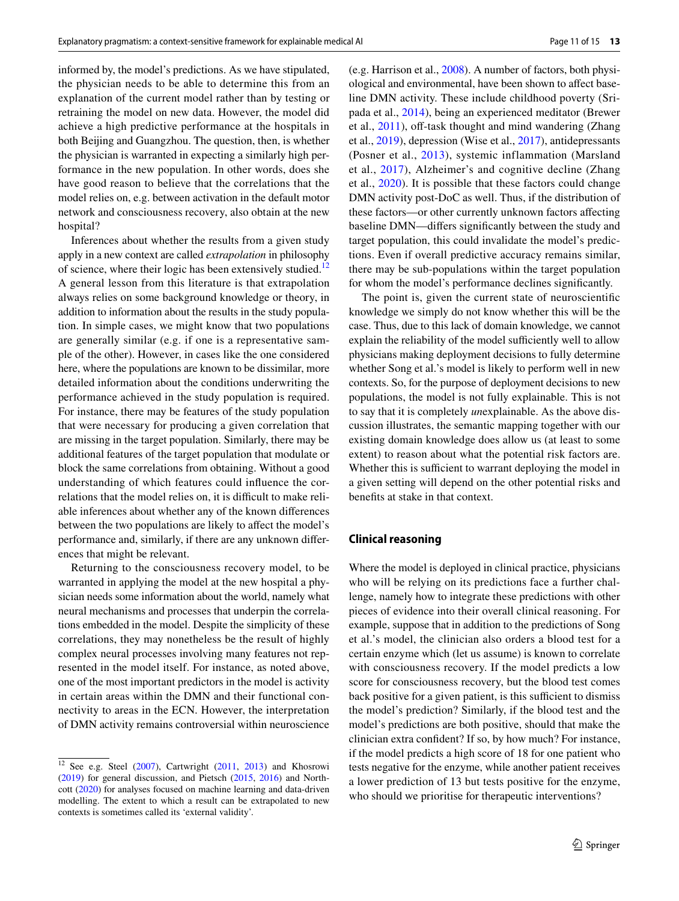informed by, the model's predictions. As we have stipulated, the physician needs to be able to determine this from an explanation of the current model rather than by testing or retraining the model on new data. However, the model did achieve a high predictive performance at the hospitals in both Beijing and Guangzhou. The question, then, is whether the physician is warranted in expecting a similarly high performance in the new population. In other words, does she have good reason to believe that the correlations that the model relies on, e.g. between activation in the default motor network and consciousness recovery, also obtain at the new hospital?

Inferences about whether the results from a given study apply in a new context are called *extrapolation* in philosophy of science, where their logic has been extensively studied.[12] A general lesson from this literature is that extrapolation always relies on some background knowledge or theory, in addition to information about the results in the study population. In simple cases, we might know that two populations are generally similar (e.g. if one is a representative sample of the other). However, in cases like the one considered here, where the populations are known to be dissimilar, more detailed information about the conditions underwriting the performance achieved in the study population is required. For instance, there may be features of the study population that were necessary for producing a given correlation that are missing in the target population. Similarly, there may be additional features of the target population that modulate or block the same correlations from obtaining. Without a good understanding of which features could influence the correlations that the model relies on, it is difficult to make reliable inferences about whether any of the known differences between the two populations are likely to affect the model's performance and, similarly, if there are any unknown differences that might be relevant.

Returning to the consciousness recovery model, to be warranted in applying the model at the new hospital a physician needs some information about the world, namely what neural mechanisms and processes that underpin the correlations embedded in the model. Despite the simplicity of these correlations, they may nonetheless be the result of highly complex neural processes involving many features not represented in the model itself. For instance, as noted above, one of the most important predictors in the model is activity in certain areas within the DMN and their functional connectivity to areas in the ECN. However, the interpretation of DMN activity remains controversial within neuroscience (e.g. Harrison et al., 2008). A number of factors, both physiological and environmental, have been shown to affect baseline DMN activity. These include childhood poverty (Sripada et al., 2014), being an experienced meditator (Brewer et al., 2011), off-task thought and mind wandering (Zhang et al., 2019), depression (Wise et al., 2017), antidepressants (Posner et al., 2013), systemic inflammation (Marsland et al., 2017), Alzheimer's and cognitive decline (Zhang et al., 2020). It is possible that these factors could change DMN activity post-DoC as well. Thus, if the distribution of these factors—or other currently unknown factors affecting baseline DMN—differs significantly between the study and target population, this could invalidate the model's predictions. Even if overall predictive accuracy remains similar, there may be sub-populations within the target population for whom the model's performance declines significantly.

The point is, given the current state of neuroscientific knowledge we simply do not know whether this will be the case. Thus, due to this lack of domain knowledge, we cannot explain the reliability of the model sufficiently well to allow physicians making deployment decisions to fully determine whether Song et al.'s model is likely to perform well in new contexts. So, for the purpose of deployment decisions to new populations, the model is not fully explainable. This is not to say that it is completely *un*explainable. As the above discussion illustrates, the semantic mapping together with our existing domain knowledge does allow us (at least to some extent) to reason about what the potential risk factors are. Whether this is sufficient to warrant deploying the model in a given setting will depend on the other potential risks and benefits at stake in that context.

## Clinical reasoning

Where the model is deployed in clinical practice, physicians who will be relying on its predictions face a further challenge, namely how to integrate these predictions with other pieces of evidence into their overall clinical reasoning. For example, suppose that in addition to the predictions of Song et al.'s model, the clinician also orders a blood test for a certain enzyme which (let us assume) is known to correlate with consciousness recovery. If the model predicts a low score for consciousness recovery, but the blood test comes back positive for a given patient, is this sufficient to dismiss the model's prediction? Similarly, if the blood test and the model's predictions are both positive, should that make the clinician extra confident? If so, by how much? For instance, if the model predicts a high score of 18 for one patient who tests negative for the enzyme, while another patient receives a lower prediction of 13 but tests positive for the enzyme, who should we prioritise for therapeutic interventions?

---

[12] See e.g. Steel (2007), Cartwright (2011, 2013) and Khosrowi (2019) for general discussion, and Pietsch (2015, 2016) and Northcott (2020) for analyses focused on machine learning and data-driven modelling. The extent to which a result can be extrapolated to new contexts is sometimes called its 'external validity'.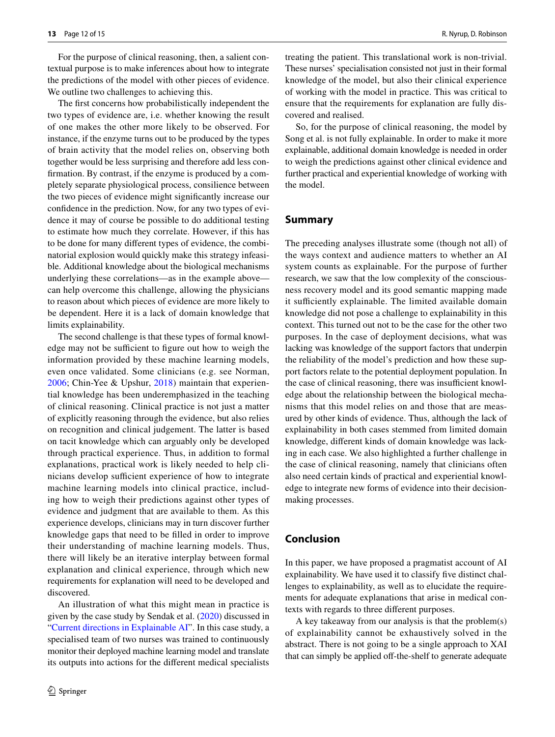For the purpose of clinical reasoning, then, a salient contextual purpose is to make inferences about how to integrate the predictions of the model with other pieces of evidence. We outline two challenges to achieving this.

The first concerns how probabilistically independent the two types of evidence are, i.e. whether knowing the result of one makes the other more likely to be observed. For instance, if the enzyme turns out to be produced by the types of brain activity that the model relies on, observing both together would be less surprising and therefore add less confirmation. By contrast, if the enzyme is produced by a completely separate physiological process, consilience between the two pieces of evidence might significantly increase our confidence in the prediction. Now, for any two types of evidence it may of course be possible to do additional testing to estimate how much they correlate. However, if this has to be done for many different types of evidence, the combinatorial explosion would quickly make this strategy infeasible. Additional knowledge about the biological mechanisms underlying these correlations—as in the example above—can help overcome this challenge, allowing the physicians to reason about which pieces of evidence are more likely to be dependent. Here it is a lack of domain knowledge that limits explainability.

The second challenge is that these types of formal knowledge may not be sufficient to figure out how to weigh the information provided by these machine learning models, even once validated. Some clinicians (e.g. see Norman, 2006; Chin-Yee & Upshur, 2018) maintain that experiential knowledge has been underemphasized in the teaching of clinical reasoning. Clinical practice is not just a matter of explicitly reasoning through the evidence, but also relies on recognition and clinical judgement. The latter is based on tacit knowledge which can arguably only be developed through practical experience. Thus, in addition to formal explanations, practical work is likely needed to help clinicians develop sufficient experience of how to integrate machine learning models into clinical practice, including how to weigh their predictions against other types of evidence and judgment that are available to them. As this experience develops, clinicians may in turn discover further knowledge gaps that need to be filled in order to improve their understanding of machine learning models. Thus, there will likely be an iterative interplay between formal explanation and clinical experience, through which new requirements for explanation will need to be developed and discovered.

An illustration of what this might mean in practice is given by the case study by Sendak et al. (2020) discussed in "Current directions in Explainable AI". In this case study, a specialised team of two nurses was trained to continuously monitor their deployed machine learning model and translate its outputs into actions for the different medical specialists treating the patient. This translational work is non-trivial. These nurses' specialisation consisted not just in their formal knowledge of the model, but also their clinical experience of working with the model in practice. This was critical to ensure that the requirements for explanation are fully discovered and realised.

So, for the purpose of clinical reasoning, the model by Song et al. is not fully explainable. In order to make it more explainable, additional domain knowledge is needed in order to weigh the predictions against other clinical evidence and further practical and experiential knowledge of working with the model.

## Summary

The preceding analyses illustrate some (though not all) of the ways context and audience matters to whether an AI system counts as explainable. For the purpose of further research, we saw that the low complexity of the consciousness recovery model and its good semantic mapping made it sufficiently explainable. The limited available domain knowledge did not pose a challenge to explainability in this context. This turned out not to be the case for the other two purposes. In the case of deployment decisions, what was lacking was knowledge of the support factors that underpin the reliability of the model's prediction and how these support factors relate to the potential deployment population. In the case of clinical reasoning, there was insufficient knowledge about the relationship between the biological mechanisms that this model relies on and those that are measured by other kinds of evidence. Thus, although the lack of explainability in both cases stemmed from limited domain knowledge, different kinds of domain knowledge was lacking in each case. We also highlighted a further challenge in the case of clinical reasoning, namely that clinicians often also need certain kinds of practical and experiential knowledge to integrate new forms of evidence into their decision-making processes.

## Conclusion

In this paper, we have proposed a pragmatist account of AI explainability. We have used it to classify five distinct challenges to explainability, as well as to elucidate the requirements for adequate explanations that arise in medical contexts with regards to three different purposes.

A key takeaway from our analysis is that the problem(s) of explainability cannot be exhaustively solved in the abstract. There is not going to be a single approach to XAI that can simply be applied off-the-shelf to generate adequate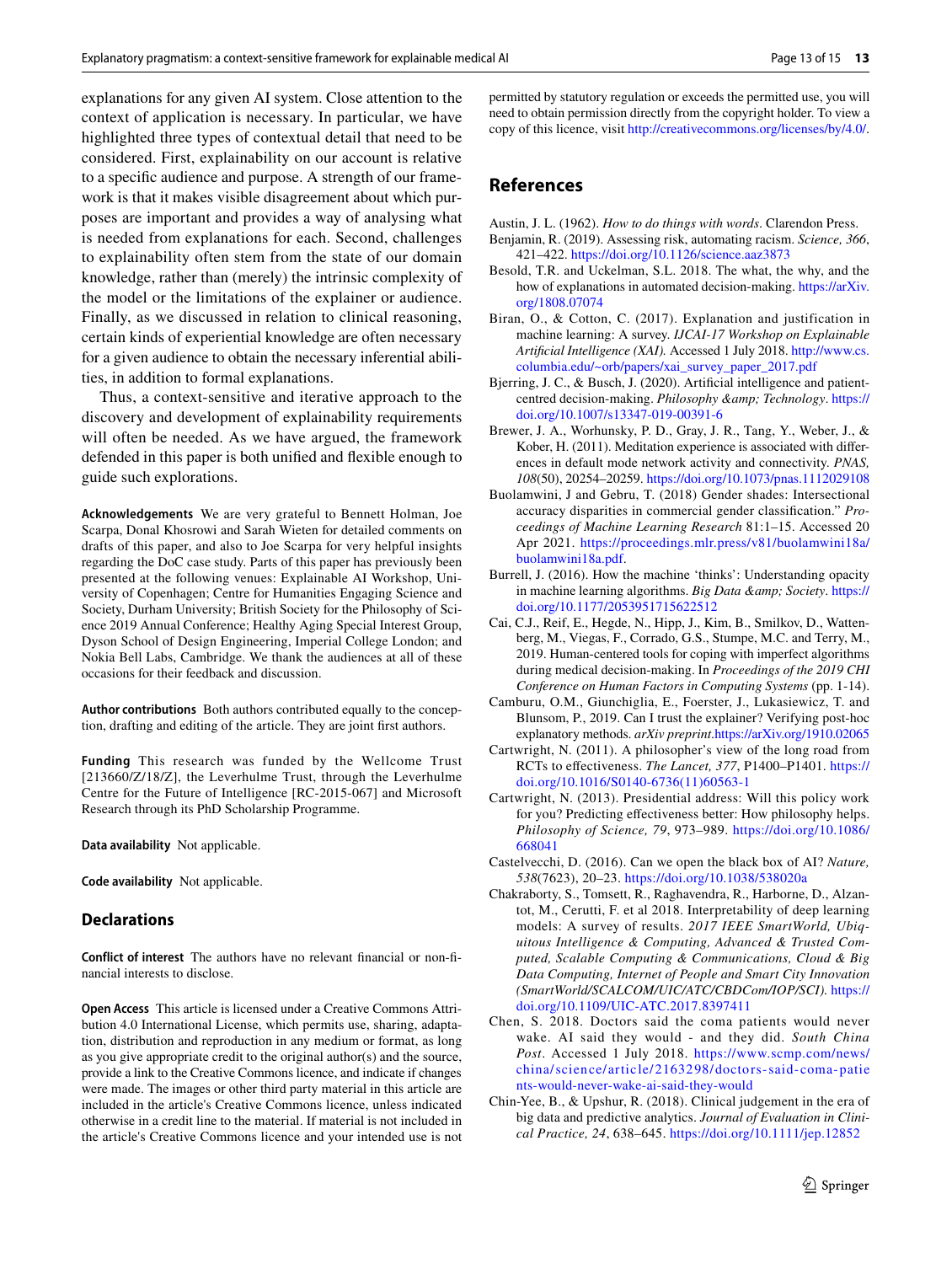explanations for any given AI system. Close attention to the context of application is necessary. In particular, we have highlighted three types of contextual detail that need to be considered. First, explainability on our account is relative to a specific audience and purpose. A strength of our framework is that it makes visible disagreement about which purposes are important and provides a way of analysing what is needed from explanations for each. Second, challenges to explainability often stem from the state of our domain knowledge, rather than (merely) the intrinsic complexity of the model or the limitations of the explainer or audience. Finally, as we discussed in relation to clinical reasoning, certain kinds of experiential knowledge are often necessary for a given audience to obtain the necessary inferential abilities, in addition to formal explanations.

Thus, a context-sensitive and iterative approach to the discovery and development of explainability requirements will often be needed. As we have argued, the framework defended in this paper is both unified and flexible enough to guide such explorations.

**Acknowledgements** We are very grateful to Bennett Holman, Joe Scarpa, Donal Khosrowi and Sarah Wieten for detailed comments on drafts of this paper, and also to Joe Scarpa for very helpful insights regarding the DoC case study. Parts of this paper has previously been presented at the following venues: Explainable AI Workshop, University of Copenhagen; Centre for Humanities Engaging Science and Society, Durham University; British Society for the Philosophy of Science 2019 Annual Conference; Healthy Aging Special Interest Group, Dyson School of Design Engineering, Imperial College London; and Nokia Bell Labs, Cambridge. We thank the audiences at all of these occasions for their feedback and discussion.

**Author contributions** Both authors contributed equally to the conception, drafting and editing of the article. They are joint first authors.

**Funding** This research was funded by the Wellcome Trust [213660/Z/18/Z], the Leverhulme Trust, through the Leverhulme Centre for the Future of Intelligence [RC-2015-067] and Microsoft Research through its PhD Scholarship Programme.

**Data availability** Not applicable.

**Code availability** Not applicable.

## Declarations

**Conflict of interest** The authors have no relevant financial or non-financial interests to disclose.

**Open Access** This article is licensed under a Creative Commons Attribution 4.0 International License, which permits use, sharing, adaptation, distribution and reproduction in any medium or format, as long as you give appropriate credit to the original author(s) and the source, provide a link to the Creative Commons licence, and indicate if changes were made. The images or other third party material in this article are included in the article's Creative Commons licence, unless indicated otherwise in a credit line to the material. If material is not included in the article's Creative Commons licence and your intended use is not permitted by statutory regulation or exceeds the permitted use, you will need to obtain permission directly from the copyright holder. To view a copy of this licence, visit http://creativecommons.org/licenses/by/4.0/.

## References

Austin, J. L. (1962). *How to do things with words*. Clarendon Press.

Benjamin, R. (2019). Assessing risk, automating racism. *Science, 366*, 421–422. https://doi.org/10.1126/science.aaz3873

Besold, T.R. and Uckelman, S.L. 2018. The what, the why, and the how of explanations in automated decision-making. https://arXiv.org/1808.07074

Biran, O., & Cotton, C. (2017). Explanation and justification in machine learning: A survey. *IJCAI-17 Workshop on Explainable Artificial Intelligence (XAI).* Accessed 1 July 2018. http://www.cs.columbia.edu/~orb/papers/xai_survey_paper_2017.pdf

Bjerring, J. C., & Busch, J. (2020). Artificial intelligence and patient-centred decision-making. *Philosophy &amp; Technology*. https://doi.org/10.1007/s13347-019-00391-6

Brewer, J. A., Worhunsky, P. D., Gray, J. R., Tang, Y., Weber, J., & Kober, H. (2011). Meditation experience is associated with differences in default mode network activity and connectivity. *PNAS, 108*(50), 20254–20259. https://doi.org/10.1073/pnas.1112029108

Buolamwini, J and Gebru, T. (2018) Gender shades: Intersectional accuracy disparities in commercial gender classification." *Proceedings of Machine Learning Research* 81:1–15. Accessed 20 Apr 2021. https://proceedings.mlr.press/v81/buolamwini18a/buolamwini18a.pdf.

Burrell, J. (2016). How the machine 'thinks': Understanding opacity in machine learning algorithms. *Big Data &amp; Society*. https://doi.org/10.1177/2053951715622512

Cai, C.J., Reif, E., Hegde, N., Hipp, J., Kim, B., Smilkov, D., Wattenberg, M., Viegas, F., Corrado, G.S., Stumpe, M.C. and Terry, M., 2019. Human-centered tools for coping with imperfect algorithms during medical decision-making. In *Proceedings of the 2019 CHI Conference on Human Factors in Computing Systems* (pp. 1-14).

Camburu, O.M., Giunchiglia, E., Foerster, J., Lukasiewicz, T. and Blunsom, P., 2019. Can I trust the explainer? Verifying post-hoc explanatory methods. *arXiv preprint*.https://arXiv.org/1910.02065

Cartwright, N. (2011). A philosopher's view of the long road from RCTs to effectiveness. *The Lancet, 377*, P1400–P1401. https://doi.org/10.1016/S0140-6736(11)60563-1

Cartwright, N. (2013). Presidential address: Will this policy work for you? Predicting effectiveness better: How philosophy helps. *Philosophy of Science, 79*, 973–989. https://doi.org/10.1086/668041

Castelvecchi, D. (2016). Can we open the black box of AI? *Nature, 538*(7623), 20–23. https://doi.org/10.1038/538020a

Chakraborty, S., Tomsett, R., Raghavendra, R., Harborne, D., Alzantot, M., Cerutti, F. et al 2018. Interpretability of deep learning models: A survey of results. *2017 IEEE SmartWorld, Ubiquitous Intelligence & Computing, Advanced & Trusted Computed, Scalable Computing & Communications, Cloud & Big Data Computing, Internet of People and Smart City Innovation (SmartWorld/SCALCOM/UIC/ATC/CBDCom/IOP/SCI).* https://doi.org/10.1109/UIC-ATC.2017.8397411

Chen, S. 2018. Doctors said the coma patients would never wake. AI said they would - and they did. *South China Post*. Accessed 1 July 2018. https://www.scmp.com/news/china/science/article/2163298/doctors-said-coma-patients-would-never-wake-ai-said-they-would

Chin-Yee, B., & Upshur, R. (2018). Clinical judgement in the era of big data and predictive analytics. *Journal of Evaluation in Clinical Practice, 24*, 638–645. https://doi.org/10.1111/jep.12852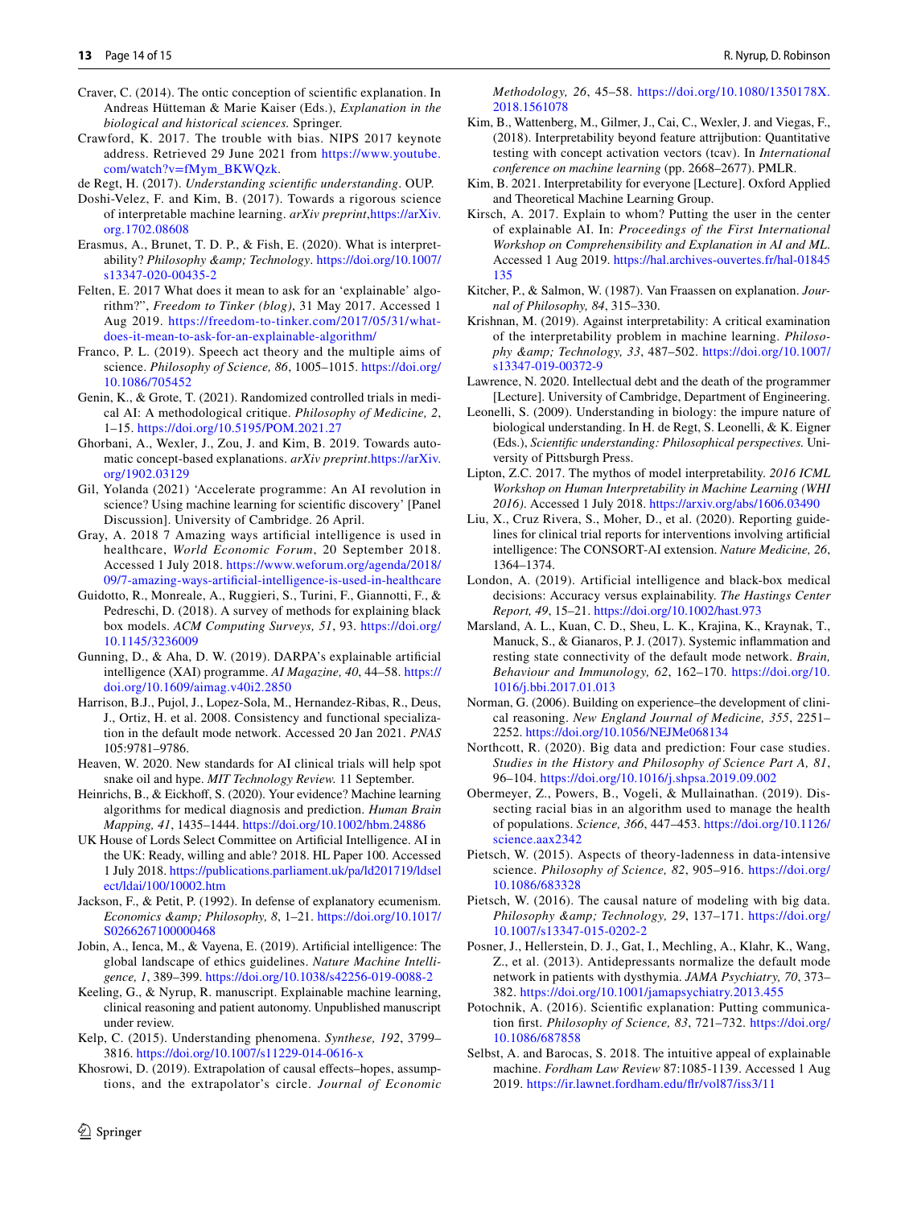Craver, C. (2014). The ontic conception of scientific explanation. In Andreas Hütteman & Marie Kaiser (Eds.), *Explanation in the biological and historical sciences.* Springer.

Crawford, K. 2017. The trouble with bias. NIPS 2017 keynote address. Retrieved 29 June 2021 from https://www.youtube.com/watch?v=fMym_BKWQzk.

de Regt, H. (2017). *Understanding scientific understanding*. OUP.

Doshi-Velez, F. and Kim, B. (2017). Towards a rigorous science of interpretable machine learning. *arXiv preprint*,https://arXiv.org.1702.08608

Erasmus, A., Brunet, T. D. P., & Fish, E. (2020). What is interpretability? *Philosophy &amp; Technology*. https://doi.org/10.1007/s13347-020-00435-2

Felten, E. 2017 What does it mean to ask for an 'explainable' algorithm?", *Freedom to Tinker (blog)*, 31 May 2017. Accessed 1 Aug 2019. https://freedom-to-tinker.com/2017/05/31/what-does-it-mean-to-ask-for-an-explainable-algorithm/

Franco, P. L. (2019). Speech act theory and the multiple aims of science. *Philosophy of Science, 86*, 1005–1015. https://doi.org/10.1086/705452

Genin, K., & Grote, T. (2021). Randomized controlled trials in medical AI: A methodological critique. *Philosophy of Medicine, 2*, 1–15. https://doi.org/10.5195/POM.2021.27

Ghorbani, A., Wexler, J., Zou, J. and Kim, B. 2019. Towards automatic concept-based explanations. *arXiv preprint*.https://arXiv.org/1902.03129

Gil, Yolanda (2021) 'Accelerate programme: An AI revolution in science? Using machine learning for scientific discovery' [Panel Discussion]. University of Cambridge. 26 April.

Gray, A. 2018 7 Amazing ways artificial intelligence is used in healthcare, *World Economic Forum*, 20 September 2018. Accessed 1 July 2018. https://www.weforum.org/agenda/2018/09/7-amazing-ways-artificial-intelligence-is-used-in-healthcare

Guidotto, R., Monreale, A., Ruggieri, S., Turini, F., Giannotti, F., & Pedreschi, D. (2018). A survey of methods for explaining black box models. *ACM Computing Surveys, 51*, 93. https://doi.org/10.1145/3236009

Gunning, D., & Aha, D. W. (2019). DARPA's explainable artificial intelligence (XAI) programme. *AI Magazine, 40*, 44–58. https://doi.org/10.1609/aimag.v40i2.2850

Harrison, B.J., Pujol, J., Lopez-Sola, M., Hernandez-Ribas, R., Deus, J., Ortiz, H. et al. 2008. Consistency and functional specialization in the default mode network. Accessed 20 Jan 2021. *PNAS* 105:9781–9786.

Heaven, W. 2020. New standards for AI clinical trials will help spot snake oil and hype. *MIT Technology Review.* 11 September.

Heinrichs, B., & Eickhoff, S. (2020). Your evidence? Machine learning algorithms for medical diagnosis and prediction. *Human Brain Mapping, 41*, 1435–1444. https://doi.org/10.1002/hbm.24886

UK House of Lords Select Committee on Artificial Intelligence. AI in the UK: Ready, willing and able? 2018. HL Paper 100. Accessed 1 July 2018. https://publications.parliament.uk/pa/ld201719/ldselect/ldai/100/10002.htm

Jackson, F., & Petit, P. (1992). In defense of explanatory ecumenism. *Economics &amp; Philosophy, 8*, 1–21. https://doi.org/10.1017/S0266267100000468

Jobin, A., Ienca, M., & Vayena, E. (2019). Artificial intelligence: The global landscape of ethics guidelines. *Nature Machine Intelligence, 1*, 389–399. https://doi.org/10.1038/s42256-019-0088-2

Keeling, G., & Nyrup, R. manuscript. Explainable machine learning, clinical reasoning and patient autonomy. Unpublished manuscript under review.

Kelp, C. (2015). Understanding phenomena. *Synthese, 192*, 3799–3816. https://doi.org/10.1007/s11229-014-0616-x

Khosrowi, D. (2019). Extrapolation of causal effects–hopes, assumptions, and the extrapolator's circle. *Journal of Economic Methodology, 26*, 45–58. https://doi.org/10.1080/1350178X.2018.1561078

Kim, B., Wattenberg, M., Gilmer, J., Cai, C., Wexler, J. and Viegas, F., (2018). Interpretability beyond feature attrijbution: Quantitative testing with concept activation vectors (tcav). In *International conference on machine learning* (pp. 2668–2677). PMLR.

Kim, B. 2021. Interpretability for everyone [Lecture]. Oxford Applied and Theoretical Machine Learning Group.

Kirsch, A. 2017. Explain to whom? Putting the user in the center of explainable AI. In: *Proceedings of the First International Workshop on Comprehensibility and Explanation in AI and ML*. Accessed 1 Aug 2019. https://hal.archives-ouvertes.fr/hal-01845135

Kitcher, P., & Salmon, W. (1987). Van Fraassen on explanation. *Journal of Philosophy, 84*, 315–330.

Krishnan, M. (2019). Against interpretability: A critical examination of the interpretability problem in machine learning. *Philosophy &amp; Technology, 33*, 487–502. https://doi.org/10.1007/s13347-019-00372-9

Lawrence, N. 2020. Intellectual debt and the death of the programmer [Lecture]. University of Cambridge, Department of Engineering.

Leonelli, S. (2009). Understanding in biology: the impure nature of biological understanding. In H. de Regt, S. Leonelli, & K. Eigner (Eds.), *Scientific understanding: Philosophical perspectives.* University of Pittsburgh Press.

Lipton, Z.C. 2017. The mythos of model interpretability. *2016 ICML Workshop on Human Interpretability in Machine Learning (WHI 2016).* Accessed 1 July 2018. https://arxiv.org/abs/1606.03490

Liu, X., Cruz Rivera, S., Moher, D., et al. (2020). Reporting guidelines for clinical trial reports for interventions involving artificial intelligence: The CONSORT-AI extension. *Nature Medicine, 26*, 1364–1374.

London, A. (2019). Artificial intelligence and black-box medical decisions: Accuracy versus explainability. *The Hastings Center Report, 49*, 15–21. https://doi.org/10.1002/hast.973

Marsland, A. L., Kuan, C. D., Sheu, L. K., Krajina, K., Kraynak, T., Manuck, S., & Gianaros, P. J. (2017). Systemic inflammation and resting state connectivity of the default mode network. *Brain, Behaviour and Immunology, 62*, 162–170. https://doi.org/10.1016/j.bbi.2017.01.013

Norman, G. (2006). Building on experience–the development of clinical reasoning. *New England Journal of Medicine, 355*, 2251–2252. https://doi.org/10.1056/NEJMe068134

Northcott, R. (2020). Big data and prediction: Four case studies. *Studies in the History and Philosophy of Science Part A, 81*, 96–104. https://doi.org/10.1016/j.shpsa.2019.09.002

Obermeyer, Z., Powers, B., Vogeli, & Mullainathan. (2019). Dissecting racial bias in an algorithm used to manage the health of populations. *Science, 366*, 447–453. https://doi.org/10.1126/science.aax2342

Pietsch, W. (2015). Aspects of theory-ladenness in data-intensive science. *Philosophy of Science, 82*, 905–916. https://doi.org/10.1086/683328

Pietsch, W. (2016). The causal nature of modeling with big data. *Philosophy &amp; Technology, 29*, 137–171. https://doi.org/10.1007/s13347-015-0202-2

Posner, J., Hellerstein, D. J., Gat, I., Mechling, A., Klahr, K., Wang, Z., et al. (2013). Antidepressants normalize the default mode network in patients with dysthymia. *JAMA Psychiatry, 70*, 373–382. https://doi.org/10.1001/jamapsychiatry.2013.455

Potochnik, A. (2016). Scientific explanation: Putting communication first. *Philosophy of Science, 83*, 721–732. https://doi.org/10.1086/687858

Selbst, A. and Barocas, S. 2018. The intuitive appeal of explainable machine. *Fordham Law Review* 87:1085-1139. Accessed 1 Aug 2019. https://ir.lawnet.fordham.edu/flr/vol87/iss3/11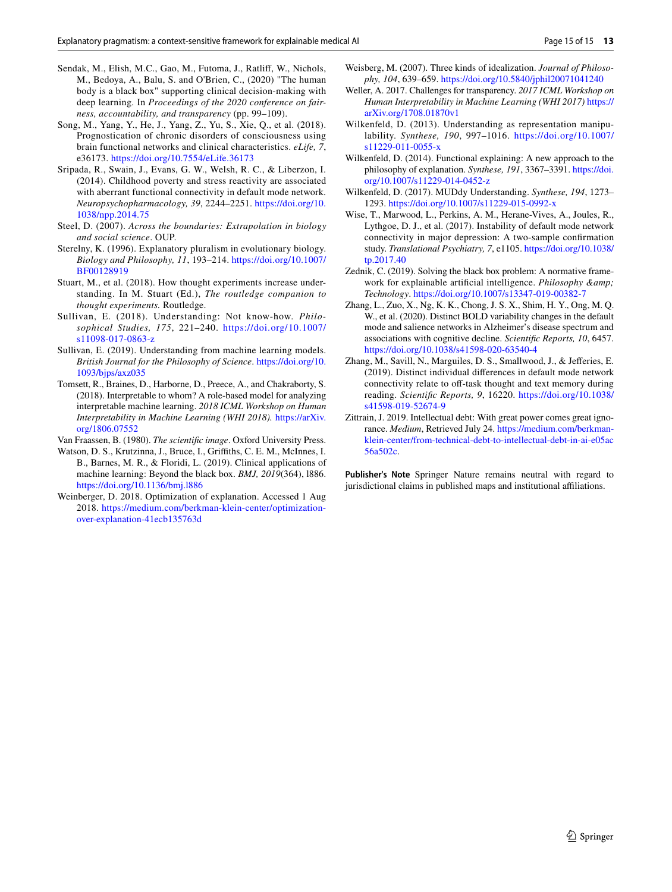Sendak, M., Elish, M.C., Gao, M., Futoma, J., Ratliff, W., Nichols, M., Bedoya, A., Balu, S. and O'Brien, C., (2020) "The human body is a black box" supporting clinical decision-making with deep learning. In *Proceedings of the 2020 conference on fairness, accountability, and transparency* (pp. 99–109).

Song, M., Yang, Y., He, J., Yang, Z., Yu, S., Xie, Q., et al. (2018). Prognostication of chronic disorders of consciousness using brain functional networks and clinical characteristics. *eLife, 7*, e36173. https://doi.org/10.7554/eLife.36173

Sripada, R., Swain, J., Evans, G. W., Welsh, R. C., & Liberzon, I. (2014). Childhood poverty and stress reactivity are associated with aberrant functional connectivity in default mode network. *Neuropsychopharmacology, 39*, 2244–2251. https://doi.org/10.1038/npp.2014.75

Steel, D. (2007). *Across the boundaries: Extrapolation in biology and social science*. OUP.

Sterelny, K. (1996). Explanatory pluralism in evolutionary biology. *Biology and Philosophy, 11*, 193–214. https://doi.org/10.1007/BF00128919

Stuart, M., et al. (2018). How thought experiments increase understanding. In M. Stuart (Ed.), *The routledge companion to thought experiments.* Routledge.

Sullivan, E. (2018). Understanding: Not know-how. *Philosophical Studies, 175*, 221–240. https://doi.org/10.1007/s11098-017-0863-z

Sullivan, E. (2019). Understanding from machine learning models. *British Journal for the Philosophy of Science*. https://doi.org/10.1093/bjps/axz035

Tomsett, R., Braines, D., Harborne, D., Preece, A., and Chakraborty, S. (2018). Interpretable to whom? A role-based model for analyzing interpretable machine learning. *2018 ICML Workshop on Human Interpretability in Machine Learning (WHI 2018).* https://arXiv.org/1806.07552

Van Fraassen, B. (1980). *The scientific image*. Oxford University Press.

Watson, D. S., Krutzinna, J., Bruce, I., Griffiths, C. E. M., McInnes, I. B., Barnes, M. R., & Floridi, L. (2019). Clinical applications of machine learning: Beyond the black box. *BMJ, 2019*(364), l886. https://doi.org/10.1136/bmj.l886

Weinberger, D. 2018. Optimization of explanation. Accessed 1 Aug 2018. https://medium.com/berkman-klein-center/optimization-over-explanation-41ecb135763d

Weisberg, M. (2007). Three kinds of idealization. *Journal of Philosophy, 104*, 639–659. https://doi.org/10.5840/jphil20071041240

Weller, A. 2017. Challenges for transparency. *2017 ICML Workshop on Human Interpretability in Machine Learning (WHI 2017)* https://arXiv.org/1708.01870v1

Wilkenfeld, D. (2013). Understanding as representation manipulability. *Synthese, 190*, 997–1016. https://doi.org/10.1007/s11229-011-0055-x

Wilkenfeld, D. (2014). Functional explaining: A new approach to the philosophy of explanation. *Synthese, 191*, 3367–3391. https://doi.org/10.1007/s11229-014-0452-z

Wilkenfeld, D. (2017). MUDdy Understanding. *Synthese, 194*, 1273–1293. https://doi.org/10.1007/s11229-015-0992-x

Wise, T., Marwood, L., Perkins, A. M., Herane-Vives, A., Joules, R., Lythgoe, D. J., et al. (2017). Instability of default mode network connectivity in major depression: A two-sample confirmation study. *Translational Psychiatry, 7*, e1105. https://doi.org/10.1038/tp.2017.40

Zednik, C. (2019). Solving the black box problem: A normative framework for explainable artificial intelligence. *Philosophy &amp; Technology*. https://doi.org/10.1007/s13347-019-00382-7

Zhang, L., Zuo, X., Ng, K. K., Chong, J. S. X., Shim, H. Y., Ong, M. Q. W., et al. (2020). Distinct BOLD variability changes in the default mode and salience networks in Alzheimer's disease spectrum and associations with cognitive decline. *Scientific Reports, 10*, 6457. https://doi.org/10.1038/s41598-020-63540-4

Zhang, M., Savill, N., Margulies, D. S., Smallwood, J., & Jefferies, E. (2019). Distinct individual differences in default mode network connectivity relate to off-task thought and text memory during reading. *Scientific Reports, 9*, 16220. https://doi.org/10.1038/s41598-019-52674-9

Zittrain, J. 2019. Intellectual debt: With great power comes great ignorance. *Medium*, Retrieved July 24. https://medium.com/berkman-klein-center/from-technical-debt-to-intellectual-debt-in-ai-e05ac56a502c.

**Publisher's Note** Springer Nature remains neutral with regard to jurisdictional claims in published maps and institutional affiliations.